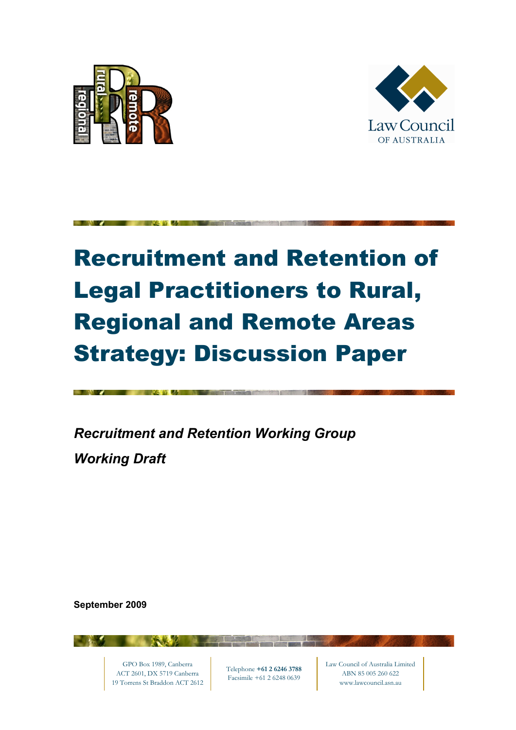# Recruitment and Retention of Legal Practitioners to Rural, Regional and Remote Areas Strategy: Discussion Paper

***Recruitment and Retention Working Group***

***Working Draft***

**September 2009**

GPO Box 1989, Canberra
ACT 2601, DX 5719 Canberra
19 Torrens St Braddon ACT 2612

Telephone **+61 2 6246 3788**
Facsimile +61 2 6248 0639

Law Council of Australia Limited
ABN 85 005 260 622
www.lawcouncil.asn.au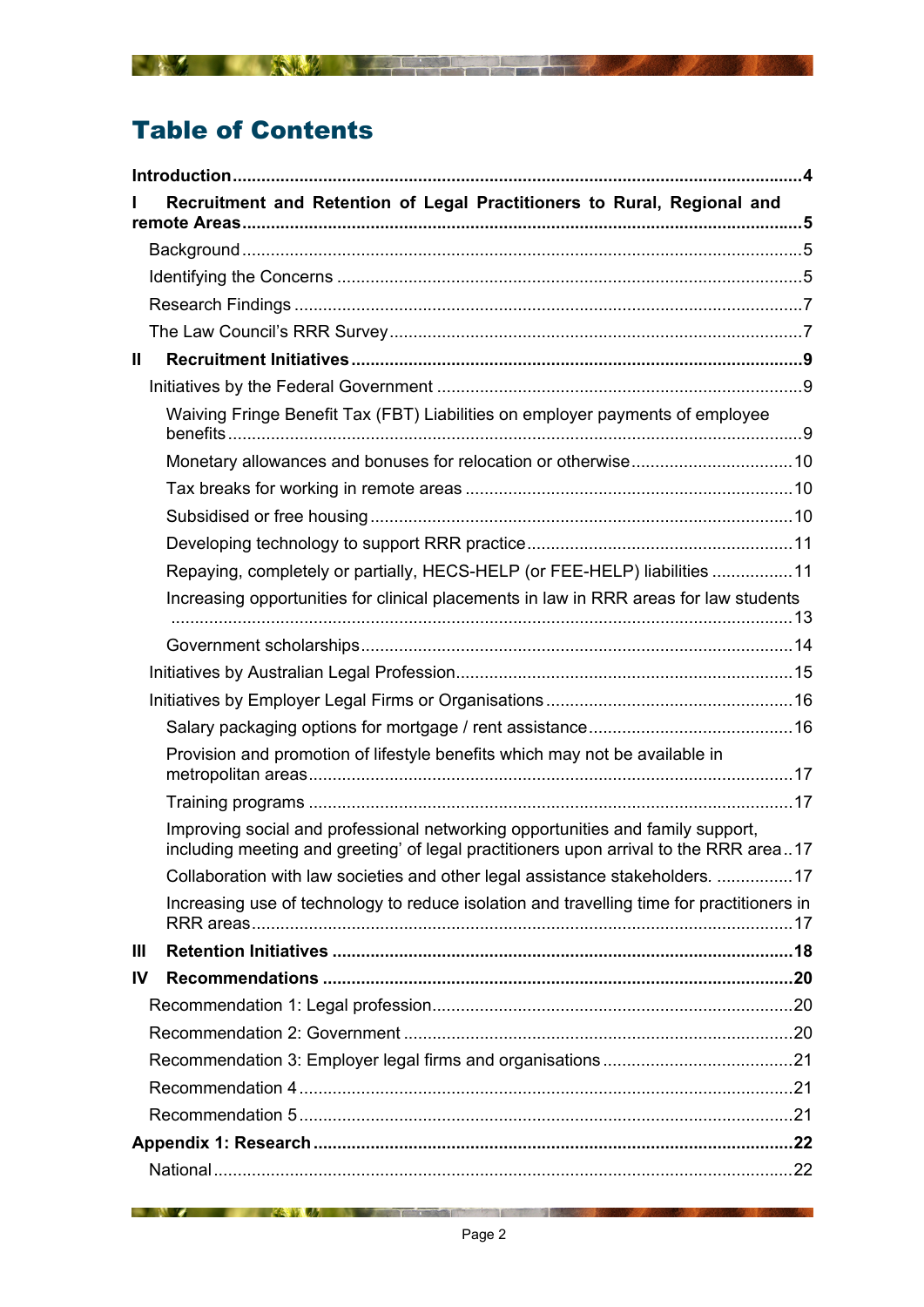# Table of Contents

**Introduction** .... **4**

**I Recruitment and Retention of Legal Practitioners to Rural, Regional and remote Areas** .... **5**

- Background .... 5
- Identifying the Concerns .... 5
- Research Findings .... 7
- The Law Council's RRR Survey .... 7

**II Recruitment Initiatives** .... **9**

- Initiatives by the Federal Government .... 9
  - Waiving Fringe Benefit Tax (FBT) Liabilities on employer payments of employee benefits .... 9
  - Monetary allowances and bonuses for relocation or otherwise .... 10
  - Tax breaks for working in remote areas .... 10
  - Subsidised or free housing .... 10
  - Developing technology to support RRR practice .... 11
  - Repaying, completely or partially, HECS-HELP (or FEE-HELP) liabilities .... 11
  - Increasing opportunities for clinical placements in law in RRR areas for law students .... 13
  - Government scholarships .... 14
- Initiatives by Australian Legal Profession .... 15
- Initiatives by Employer Legal Firms or Organisations .... 16
  - Salary packaging options for mortgage / rent assistance .... 16
  - Provision and promotion of lifestyle benefits which may not be available in metropolitan areas .... 17
  - Training programs .... 17
  - Improving social and professional networking opportunities and family support, including meeting and greeting' of legal practitioners upon arrival to the RRR area .... 17
  - Collaboration with law societies and other legal assistance stakeholders. .... 17
  - Increasing use of technology to reduce isolation and travelling time for practitioners in RRR areas .... 17

**III Retention Initiatives** .... **18**

**IV Recommendations** .... **20**

- Recommendation 1: Legal profession .... 20
- Recommendation 2: Government .... 20
- Recommendation 3: Employer legal firms and organisations .... 21
- Recommendation 4 .... 21
- Recommendation 5 .... 21

**Appendix 1: Research** .... **22**

- National .... 22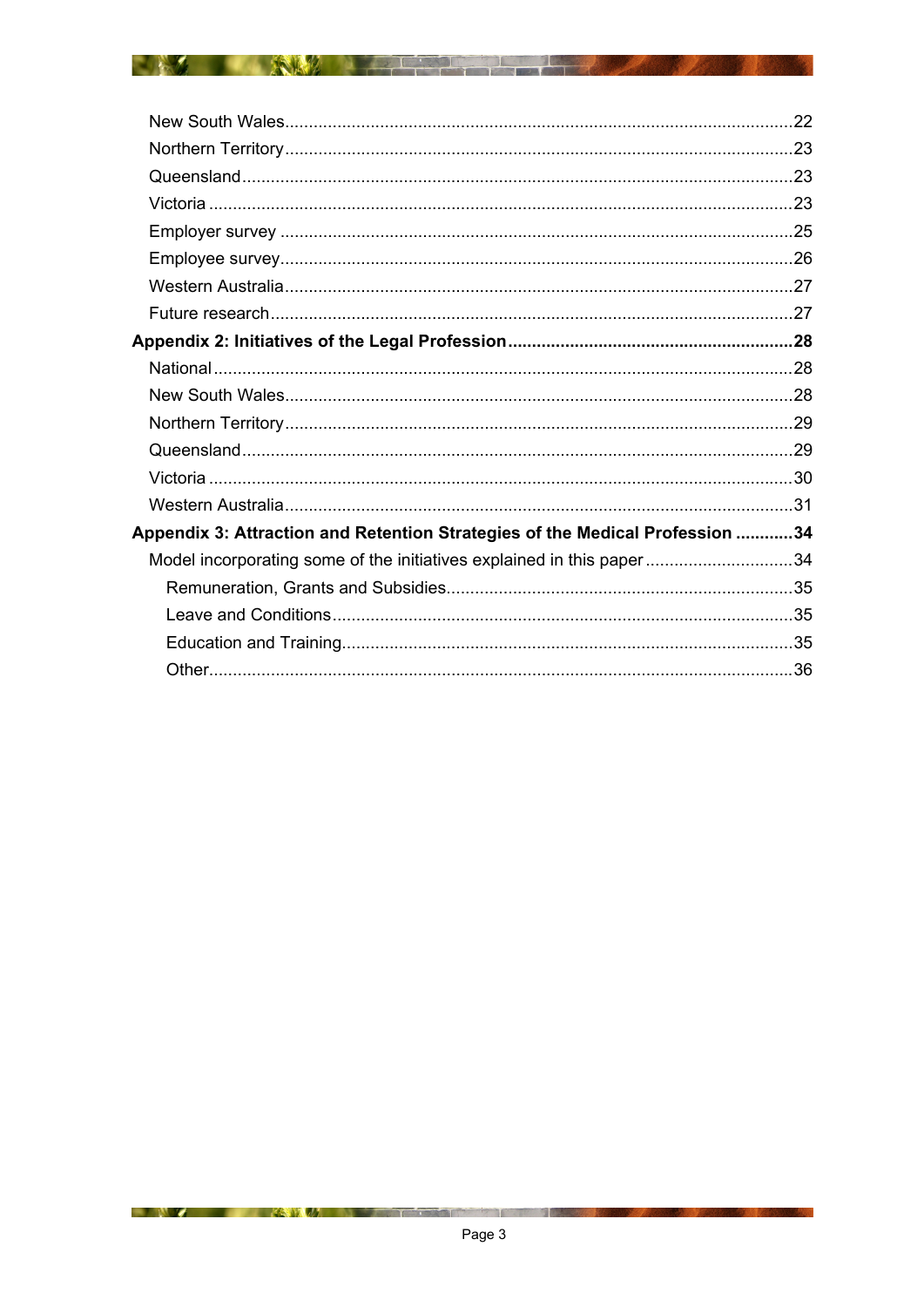New South Wales ........ 22
Northern Territory ........ 23
Queensland ........ 23
Victoria ........ 23
Employer survey ........ 25
Employee survey ........ 26
Western Australia ........ 27
Future research ........ 27

**Appendix 2: Initiatives of the Legal Profession ........ 28**

National ........ 28
New South Wales ........ 28
Northern Territory ........ 29
Queensland ........ 29
Victoria ........ 30
Western Australia ........ 31

**Appendix 3: Attraction and Retention Strategies of the Medical Profession ........ 34**

Model incorporating some of the initiatives explained in this paper ........ 34
Remuneration, Grants and Subsidies ........ 35
Leave and Conditions ........ 35
Education and Training ........ 35
Other ........ 36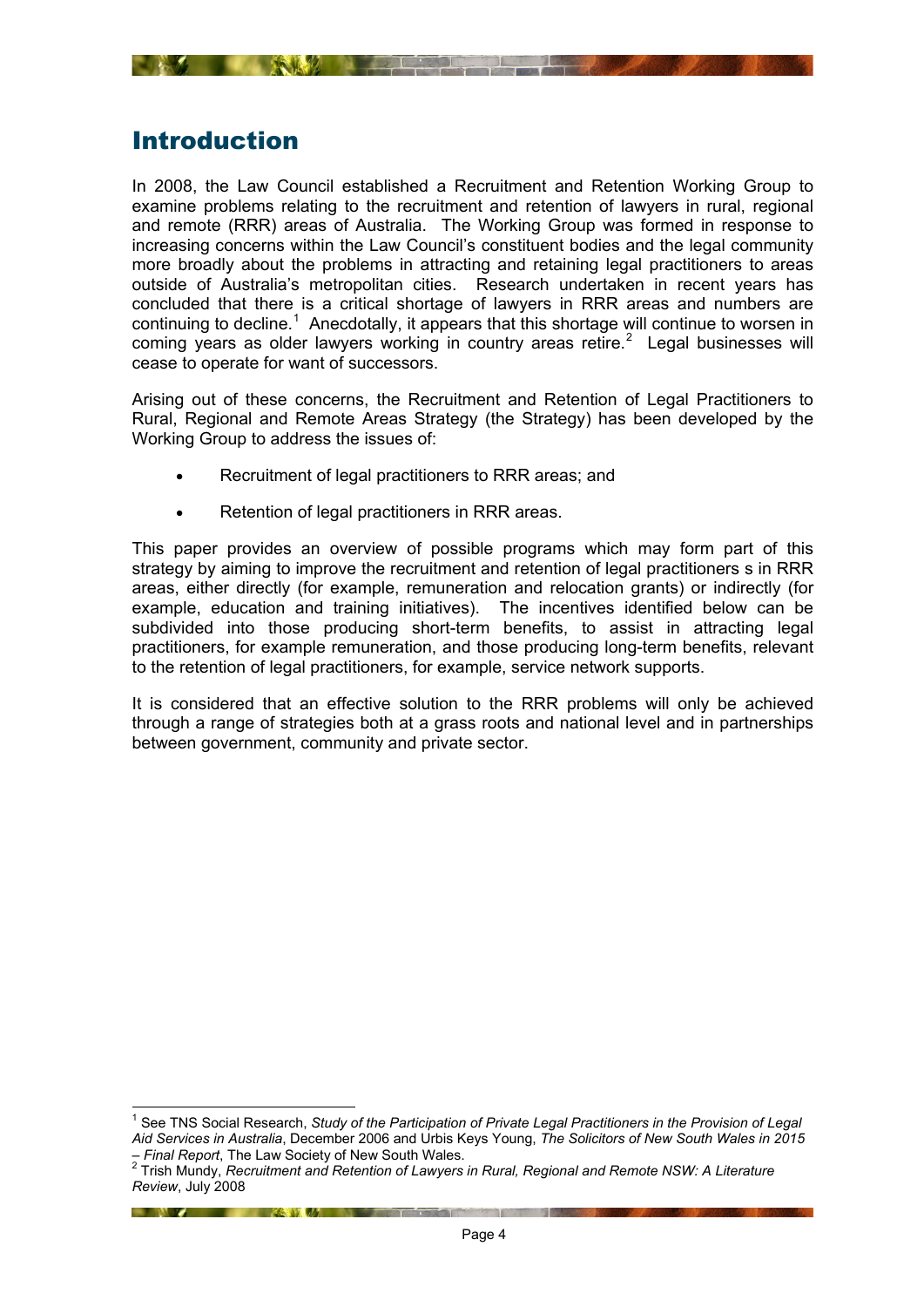# Introduction

In 2008, the Law Council established a Recruitment and Retention Working Group to examine problems relating to the recruitment and retention of lawyers in rural, regional and remote (RRR) areas of Australia. The Working Group was formed in response to increasing concerns within the Law Council's constituent bodies and the legal community more broadly about the problems in attracting and retaining legal practitioners to areas outside of Australia's metropolitan cities. Research undertaken in recent years has concluded that there is a critical shortage of lawyers in RRR areas and numbers are continuing to decline.[1] Anecdotally, it appears that this shortage will continue to worsen in coming years as older lawyers working in country areas retire.[2] Legal businesses will cease to operate for want of successors.

Arising out of these concerns, the Recruitment and Retention of Legal Practitioners to Rural, Regional and Remote Areas Strategy (the Strategy) has been developed by the Working Group to address the issues of:

- Recruitment of legal practitioners to RRR areas; and
- Retention of legal practitioners in RRR areas.

This paper provides an overview of possible programs which may form part of this strategy by aiming to improve the recruitment and retention of legal practitioners s in RRR areas, either directly (for example, remuneration and relocation grants) or indirectly (for example, education and training initiatives). The incentives identified below can be subdivided into those producing short-term benefits, to assist in attracting legal practitioners, for example remuneration, and those producing long-term benefits, relevant to the retention of legal practitioners, for example, service network supports.

It is considered that an effective solution to the RRR problems will only be achieved through a range of strategies both at a grass roots and national level and in partnerships between government, community and private sector.

---

[1] See TNS Social Research, *Study of the Participation of Private Legal Practitioners in the Provision of Legal Aid Services in Australia*, December 2006 and Urbis Keys Young, *The Solicitors of New South Wales in 2015 – Final Report*, The Law Society of New South Wales.

[2] Trish Mundy, *Recruitment and Retention of Lawyers in Rural, Regional and Remote NSW: A Literature Review*, July 2008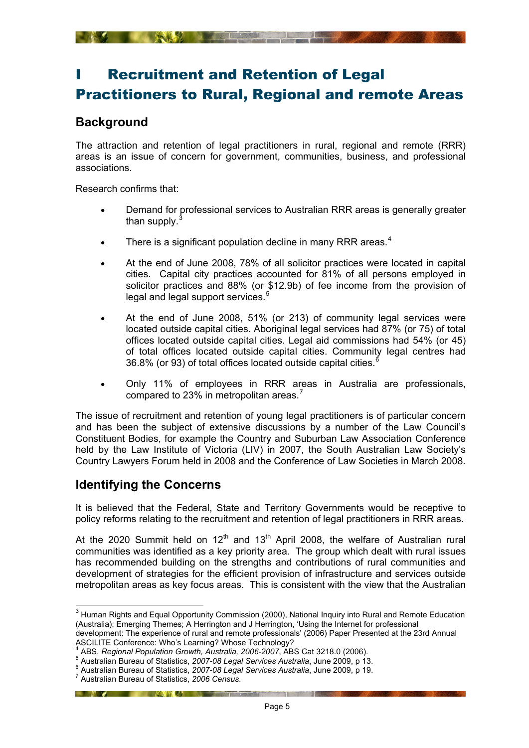# I Recruitment and Retention of Legal Practitioners to Rural, Regional and remote Areas

## Background

The attraction and retention of legal practitioners in rural, regional and remote (RRR) areas is an issue of concern for government, communities, business, and professional associations.

Research confirms that:

- Demand for professional services to Australian RRR areas is generally greater than supply.[3]
- There is a significant population decline in many RRR areas.[4]
- At the end of June 2008, 78% of all solicitor practices were located in capital cities. Capital city practices accounted for 81% of all persons employed in solicitor practices and 88% (or $12.9b) of fee income from the provision of legal and legal support services.[5]
- At the end of June 2008, 51% (or 213) of community legal services were located outside capital cities. Aboriginal legal services had 87% (or 75) of total offices located outside capital cities. Legal aid commissions had 54% (or 45) of total offices located outside capital cities. Community legal centres had 36.8% (or 93) of total offices located outside capital cities.[6]
- Only 11% of employees in RRR areas in Australia are professionals, compared to 23% in metropolitan areas.[7]

The issue of recruitment and retention of young legal practitioners is of particular concern and has been the subject of extensive discussions by a number of the Law Council's Constituent Bodies, for example the Country and Suburban Law Association Conference held by the Law Institute of Victoria (LIV) in 2007, the South Australian Law Society's Country Lawyers Forum held in 2008 and the Conference of Law Societies in March 2008.

## Identifying the Concerns

It is believed that the Federal, State and Territory Governments would be receptive to policy reforms relating to the recruitment and retention of legal practitioners in RRR areas.

At the 2020 Summit held on 12th and 13th April 2008, the welfare of Australian rural communities was identified as a key priority area. The group which dealt with rural issues has recommended building on the strengths and contributions of rural communities and development of strategies for the efficient provision of infrastructure and services outside metropolitan areas as key focus areas. This is consistent with the view that the Australian

---

[3] Human Rights and Equal Opportunity Commission (2000), National Inquiry into Rural and Remote Education (Australia): Emerging Themes; A Herrington and J Herrington, 'Using the Internet for professional development: The experience of rural and remote professionals' (2006) Paper Presented at the 23rd Annual ASCILITE Conference: Who's Learning? Whose Technology?

[4] ABS, *Regional Population Growth, Australia, 2006-2007*, ABS Cat 3218.0 (2006).

[5] Australian Bureau of Statistics, *2007-08 Legal Services Australia*, June 2009, p 13.

[6] Australian Bureau of Statistics, *2007-08 Legal Services Australia*, June 2009, p 19.

[7] Australian Bureau of Statistics, *2006 Census.*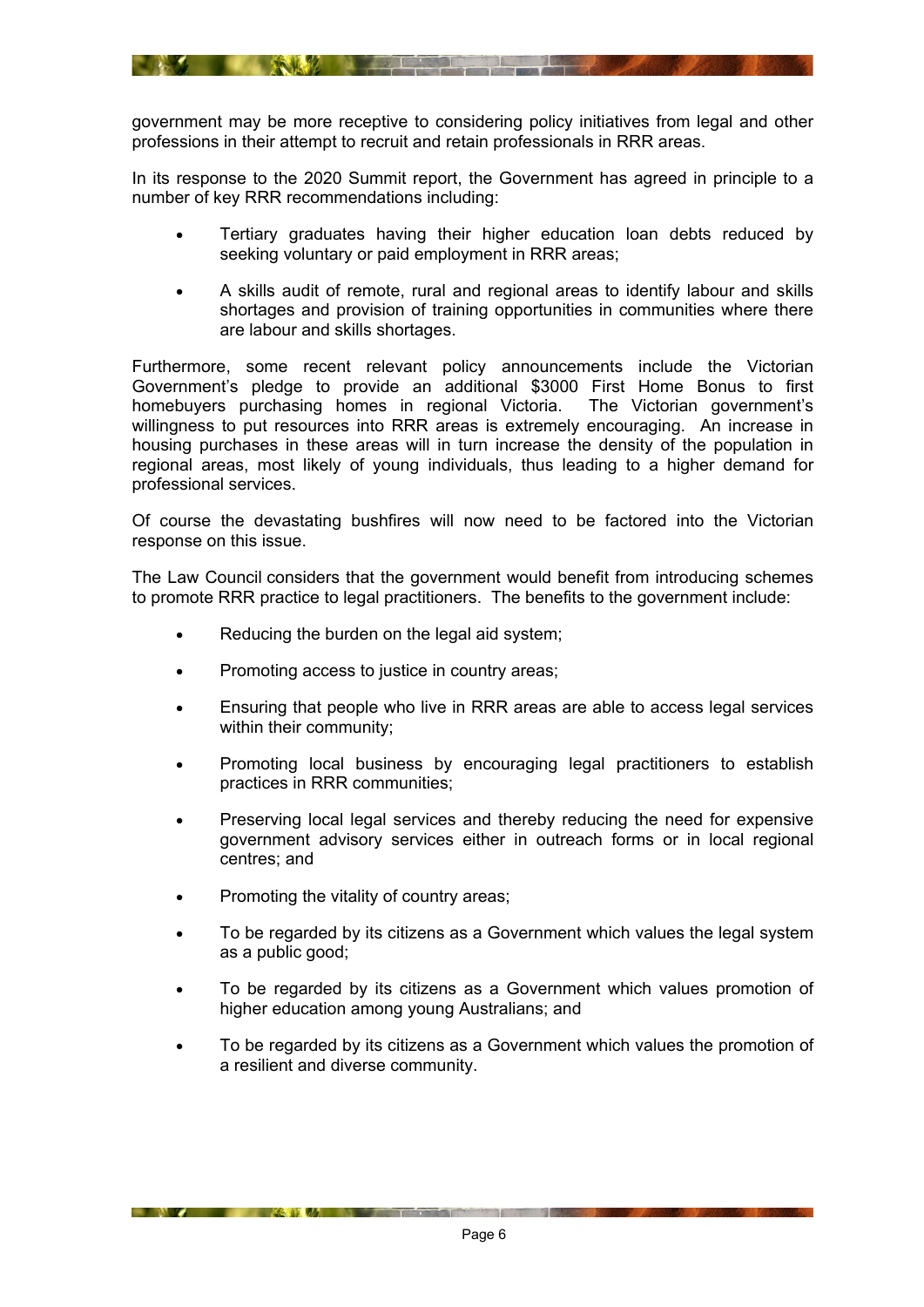government may be more receptive to considering policy initiatives from legal and other professions in their attempt to recruit and retain professionals in RRR areas.

In its response to the 2020 Summit report, the Government has agreed in principle to a number of key RRR recommendations including:

- Tertiary graduates having their higher education loan debts reduced by seeking voluntary or paid employment in RRR areas;
- A skills audit of remote, rural and regional areas to identify labour and skills shortages and provision of training opportunities in communities where there are labour and skills shortages.

Furthermore, some recent relevant policy announcements include the Victorian Government's pledge to provide an additional $3000 First Home Bonus to first homebuyers purchasing homes in regional Victoria. The Victorian government's willingness to put resources into RRR areas is extremely encouraging. An increase in housing purchases in these areas will in turn increase the density of the population in regional areas, most likely of young individuals, thus leading to a higher demand for professional services.

Of course the devastating bushfires will now need to be factored into the Victorian response on this issue.

The Law Council considers that the government would benefit from introducing schemes to promote RRR practice to legal practitioners. The benefits to the government include:

- Reducing the burden on the legal aid system;
- Promoting access to justice in country areas;
- Ensuring that people who live in RRR areas are able to access legal services within their community;
- Promoting local business by encouraging legal practitioners to establish practices in RRR communities;
- Preserving local legal services and thereby reducing the need for expensive government advisory services either in outreach forms or in local regional centres; and
- Promoting the vitality of country areas;
- To be regarded by its citizens as a Government which values the legal system as a public good;
- To be regarded by its citizens as a Government which values promotion of higher education among young Australians; and
- To be regarded by its citizens as a Government which values the promotion of a resilient and diverse community.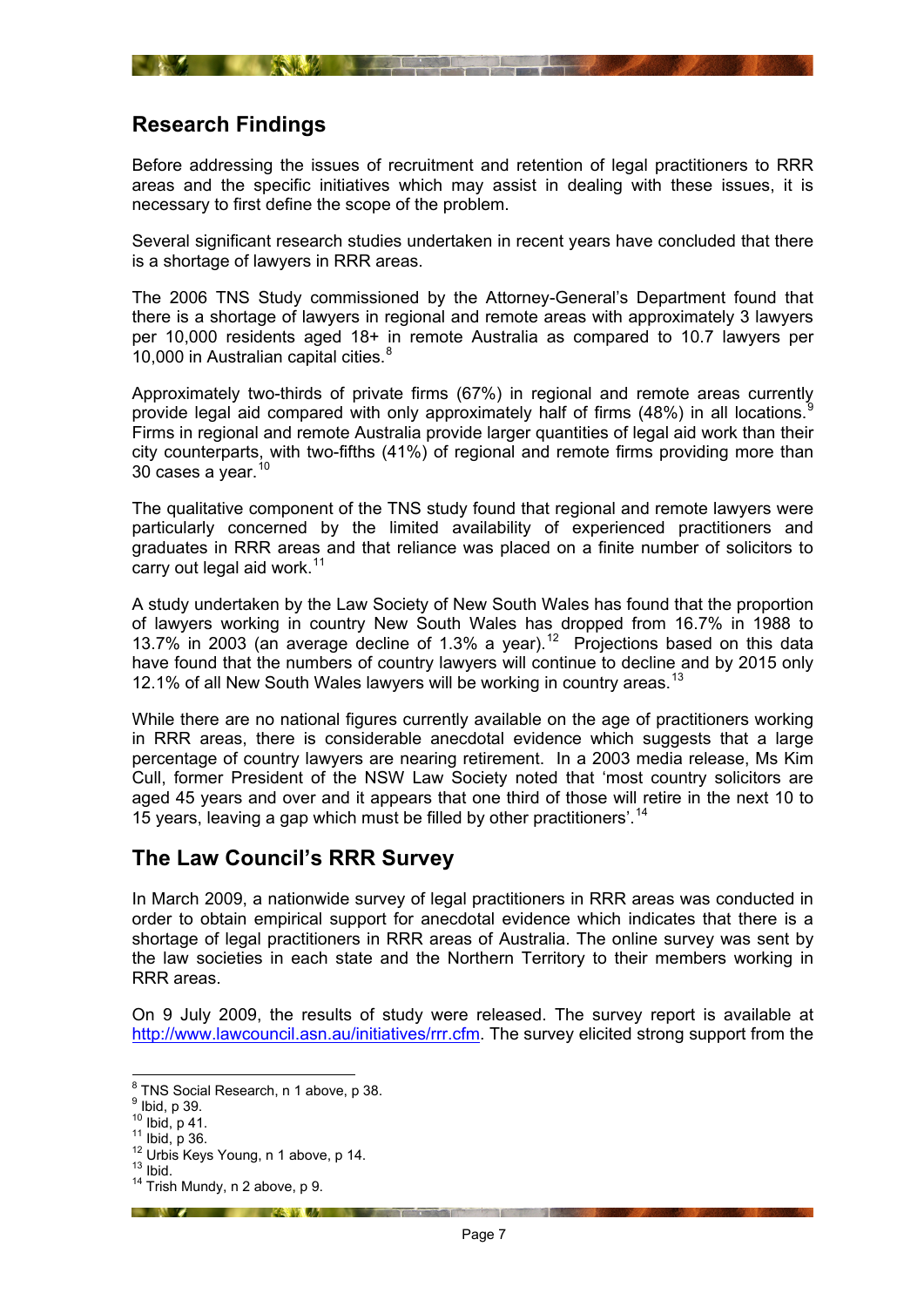## Research Findings

Before addressing the issues of recruitment and retention of legal practitioners to RRR areas and the specific initiatives which may assist in dealing with these issues, it is necessary to first define the scope of the problem.

Several significant research studies undertaken in recent years have concluded that there is a shortage of lawyers in RRR areas.

The 2006 TNS Study commissioned by the Attorney-General's Department found that there is a shortage of lawyers in regional and remote areas with approximately 3 lawyers per 10,000 residents aged 18+ in remote Australia as compared to 10.7 lawyers per 10,000 in Australian capital cities.[8]

Approximately two-thirds of private firms (67%) in regional and remote areas currently provide legal aid compared with only approximately half of firms (48%) in all locations.[9] Firms in regional and remote Australia provide larger quantities of legal aid work than their city counterparts, with two-fifths (41%) of regional and remote firms providing more than 30 cases a year.[10]

The qualitative component of the TNS study found that regional and remote lawyers were particularly concerned by the limited availability of experienced practitioners and graduates in RRR areas and that reliance was placed on a finite number of solicitors to carry out legal aid work.[11]

A study undertaken by the Law Society of New South Wales has found that the proportion of lawyers working in country New South Wales has dropped from 16.7% in 1988 to 13.7% in 2003 (an average decline of 1.3% a year).[12] Projections based on this data have found that the numbers of country lawyers will continue to decline and by 2015 only 12.1% of all New South Wales lawyers will be working in country areas.[13]

While there are no national figures currently available on the age of practitioners working in RRR areas, there is considerable anecdotal evidence which suggests that a large percentage of country lawyers are nearing retirement. In a 2003 media release, Ms Kim Cull, former President of the NSW Law Society noted that 'most country solicitors are aged 45 years and over and it appears that one third of those will retire in the next 10 to 15 years, leaving a gap which must be filled by other practitioners'.[14]

## The Law Council's RRR Survey

In March 2009, a nationwide survey of legal practitioners in RRR areas was conducted in order to obtain empirical support for anecdotal evidence which indicates that there is a shortage of legal practitioners in RRR areas of Australia. The online survey was sent by the law societies in each state and the Northern Territory to their members working in RRR areas.

On 9 July 2009, the results of study were released. The survey report is available at http://www.lawcouncil.asn.au/initiatives/rrr.cfm. The survey elicited strong support from the

---

[8] TNS Social Research, n 1 above, p 38.
[9] Ibid, p 39.
[10] Ibid, p 41.
[11] Ibid, p 36.
[12] Urbis Keys Young, n 1 above, p 14.
[13] Ibid.
[14] Trish Mundy, n 2 above, p 9.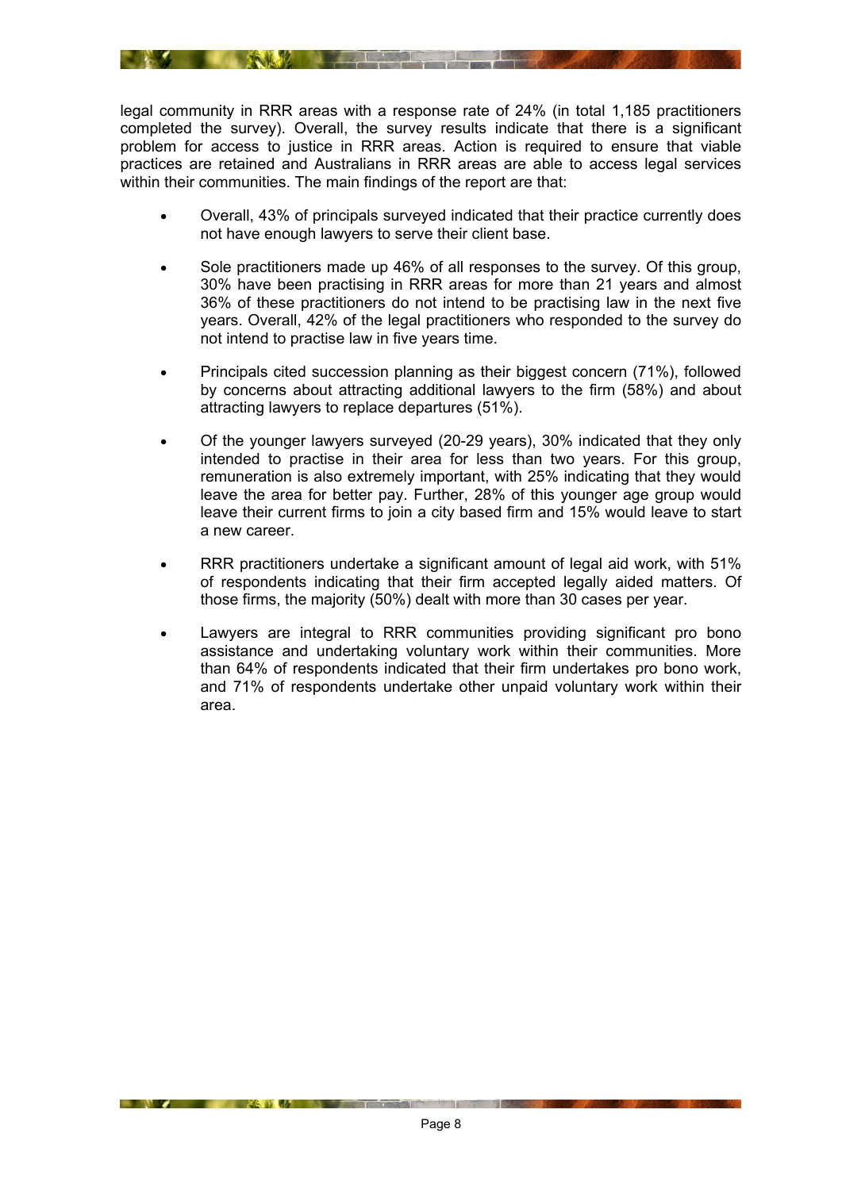legal community in RRR areas with a response rate of 24% (in total 1,185 practitioners completed the survey). Overall, the survey results indicate that there is a significant problem for access to justice in RRR areas. Action is required to ensure that viable practices are retained and Australians in RRR areas are able to access legal services within their communities. The main findings of the report are that:

- Overall, 43% of principals surveyed indicated that their practice currently does not have enough lawyers to serve their client base.
- Sole practitioners made up 46% of all responses to the survey. Of this group, 30% have been practising in RRR areas for more than 21 years and almost 36% of these practitioners do not intend to be practising law in the next five years. Overall, 42% of the legal practitioners who responded to the survey do not intend to practise law in five years time.
- Principals cited succession planning as their biggest concern (71%), followed by concerns about attracting additional lawyers to the firm (58%) and about attracting lawyers to replace departures (51%).
- Of the younger lawyers surveyed (20-29 years), 30% indicated that they only intended to practise in their area for less than two years. For this group, remuneration is also extremely important, with 25% indicating that they would leave the area for better pay. Further, 28% of this younger age group would leave their current firms to join a city based firm and 15% would leave to start a new career.
- RRR practitioners undertake a significant amount of legal aid work, with 51% of respondents indicating that their firm accepted legally aided matters. Of those firms, the majority (50%) dealt with more than 30 cases per year.
- Lawyers are integral to RRR communities providing significant pro bono assistance and undertaking voluntary work within their communities. More than 64% of respondents indicated that their firm undertakes pro bono work, and 71% of respondents undertake other unpaid voluntary work within their area.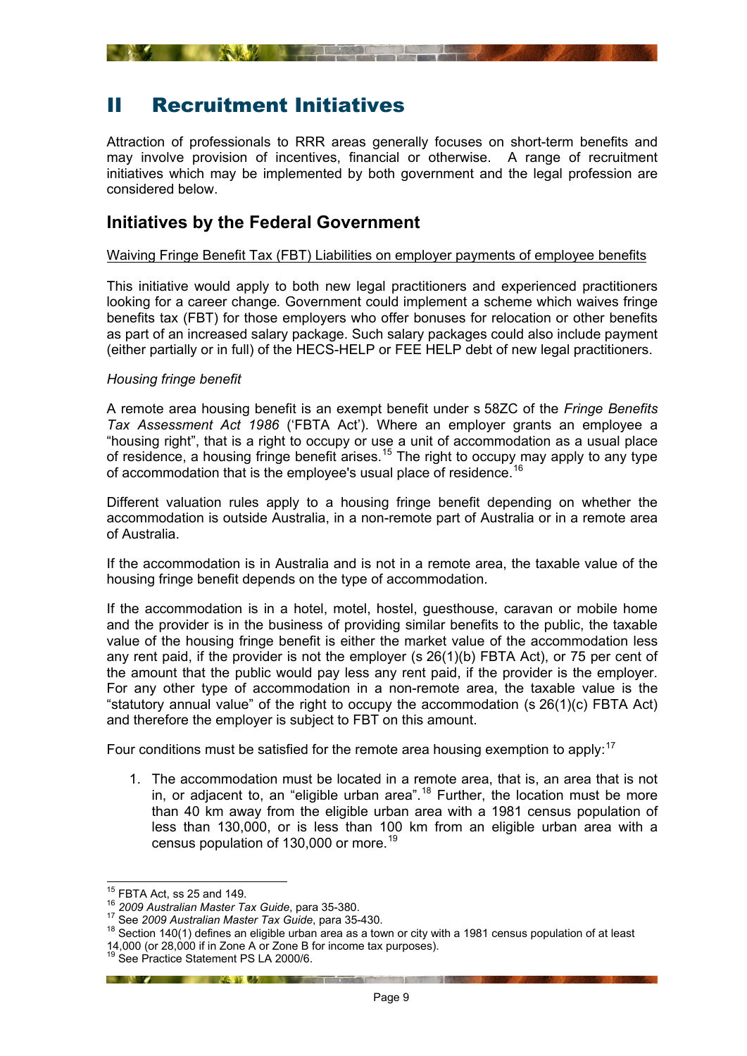# II Recruitment Initiatives

Attraction of professionals to RRR areas generally focuses on short-term benefits and may involve provision of incentives, financial or otherwise. A range of recruitment initiatives which may be implemented by both government and the legal profession are considered below.

## Initiatives by the Federal Government

<u>Waiving Fringe Benefit Tax (FBT) Liabilities on employer payments of employee benefits</u>

This initiative would apply to both new legal practitioners and experienced practitioners looking for a career change. Government could implement a scheme which waives fringe benefits tax (FBT) for those employers who offer bonuses for relocation or other benefits as part of an increased salary package. Such salary packages could also include payment (either partially or in full) of the HECS-HELP or FEE HELP debt of new legal practitioners.

*Housing fringe benefit*

A remote area housing benefit is an exempt benefit under s 58ZC of the *Fringe Benefits Tax Assessment Act 1986* ('FBTA Act'). Where an employer grants an employee a "housing right", that is a right to occupy or use a unit of accommodation as a usual place of residence, a housing fringe benefit arises.[15] The right to occupy may apply to any type of accommodation that is the employee's usual place of residence.[16]

Different valuation rules apply to a housing fringe benefit depending on whether the accommodation is outside Australia, in a non-remote part of Australia or in a remote area of Australia.

If the accommodation is in Australia and is not in a remote area, the taxable value of the housing fringe benefit depends on the type of accommodation.

If the accommodation is in a hotel, motel, hostel, guesthouse, caravan or mobile home and the provider is in the business of providing similar benefits to the public, the taxable value of the housing fringe benefit is either the market value of the accommodation less any rent paid, if the provider is not the employer (s 26(1)(b) FBTA Act), or 75 per cent of the amount that the public would pay less any rent paid, if the provider is the employer. For any other type of accommodation in a non-remote area, the taxable value is the "statutory annual value" of the right to occupy the accommodation (s 26(1)(c) FBTA Act) and therefore the employer is subject to FBT on this amount.

Four conditions must be satisfied for the remote area housing exemption to apply:[17]

1. The accommodation must be located in a remote area, that is, an area that is not in, or adjacent to, an "eligible urban area".[18] Further, the location must be more than 40 km away from the eligible urban area with a 1981 census population of less than 130,000, or is less than 100 km from an eligible urban area with a census population of 130,000 or more.[19]

---

[15] FBTA Act, ss 25 and 149.

[16] *2009 Australian Master Tax Guide*, para 35-380.

[17] See *2009 Australian Master Tax Guide*, para 35-430.

[18] Section 140(1) defines an eligible urban area as a town or city with a 1981 census population of at least 14,000 (or 28,000 if in Zone A or Zone B for income tax purposes).

[19] See Practice Statement PS LA 2000/6.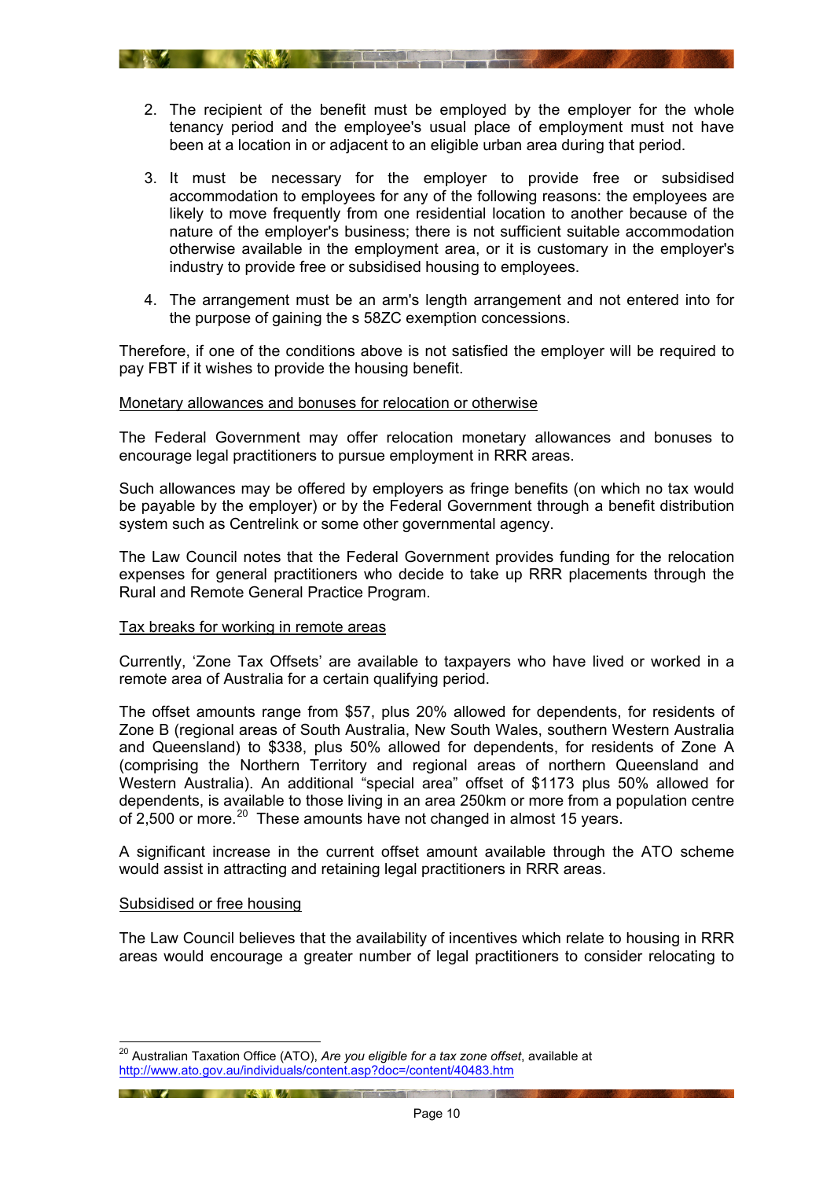2. The recipient of the benefit must be employed by the employer for the whole tenancy period and the employee's usual place of employment must not have been at a location in or adjacent to an eligible urban area during that period.

3. It must be necessary for the employer to provide free or subsidised accommodation to employees for any of the following reasons: the employees are likely to move frequently from one residential location to another because of the nature of the employer's business; there is not sufficient suitable accommodation otherwise available in the employment area, or it is customary in the employer's industry to provide free or subsidised housing to employees.

4. The arrangement must be an arm's length arrangement and not entered into for the purpose of gaining the s 58ZC exemption concessions.

Therefore, if one of the conditions above is not satisfied the employer will be required to pay FBT if it wishes to provide the housing benefit.

Monetary allowances and bonuses for relocation or otherwise

The Federal Government may offer relocation monetary allowances and bonuses to encourage legal practitioners to pursue employment in RRR areas.

Such allowances may be offered by employers as fringe benefits (on which no tax would be payable by the employer) or by the Federal Government through a benefit distribution system such as Centrelink or some other governmental agency.

The Law Council notes that the Federal Government provides funding for the relocation expenses for general practitioners who decide to take up RRR placements through the Rural and Remote General Practice Program.

Tax breaks for working in remote areas

Currently, 'Zone Tax Offsets' are available to taxpayers who have lived or worked in a remote area of Australia for a certain qualifying period.

The offset amounts range from $57, plus 20% allowed for dependents, for residents of Zone B (regional areas of South Australia, New South Wales, southern Western Australia and Queensland) to $338, plus 50% allowed for dependents, for residents of Zone A (comprising the Northern Territory and regional areas of northern Queensland and Western Australia). An additional "special area" offset of $1173 plus 50% allowed for dependents, is available to those living in an area 250km or more from a population centre of 2,500 or more.[20] These amounts have not changed in almost 15 years.

A significant increase in the current offset amount available through the ATO scheme would assist in attracting and retaining legal practitioners in RRR areas.

Subsidised or free housing

The Law Council believes that the availability of incentives which relate to housing in RRR areas would encourage a greater number of legal practitioners to consider relocating to

[20] Australian Taxation Office (ATO), *Are you eligible for a tax zone offset*, available at http://www.ato.gov.au/individuals/content.asp?doc=/content/40483.htm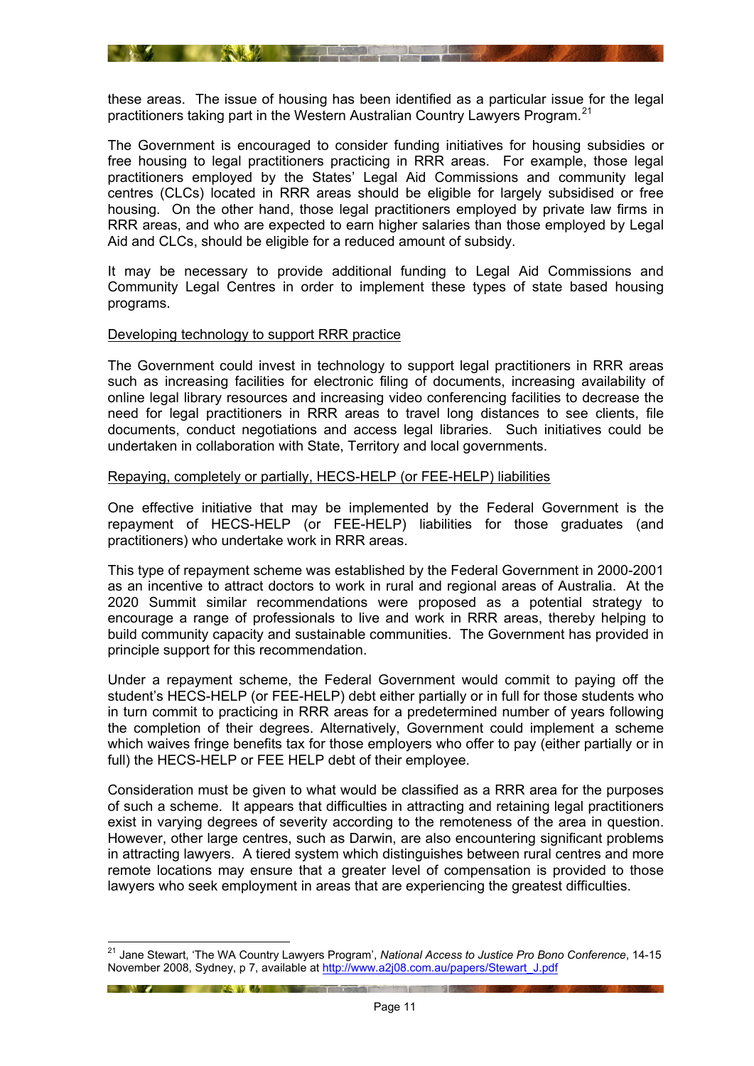these areas. The issue of housing has been identified as a particular issue for the legal practitioners taking part in the Western Australian Country Lawyers Program.[21]

The Government is encouraged to consider funding initiatives for housing subsidies or free housing to legal practitioners practicing in RRR areas. For example, those legal practitioners employed by the States' Legal Aid Commissions and community legal centres (CLCs) located in RRR areas should be eligible for largely subsidised or free housing. On the other hand, those legal practitioners employed by private law firms in RRR areas, and who are expected to earn higher salaries than those employed by Legal Aid and CLCs, should be eligible for a reduced amount of subsidy.

It may be necessary to provide additional funding to Legal Aid Commissions and Community Legal Centres in order to implement these types of state based housing programs.

<u>Developing technology to support RRR practice</u>

The Government could invest in technology to support legal practitioners in RRR areas such as increasing facilities for electronic filing of documents, increasing availability of online legal library resources and increasing video conferencing facilities to decrease the need for legal practitioners in RRR areas to travel long distances to see clients, file documents, conduct negotiations and access legal libraries. Such initiatives could be undertaken in collaboration with State, Territory and local governments.

<u>Repaying, completely or partially, HECS-HELP (or FEE-HELP) liabilities</u>

One effective initiative that may be implemented by the Federal Government is the repayment of HECS-HELP (or FEE-HELP) liabilities for those graduates (and practitioners) who undertake work in RRR areas.

This type of repayment scheme was established by the Federal Government in 2000-2001 as an incentive to attract doctors to work in rural and regional areas of Australia. At the 2020 Summit similar recommendations were proposed as a potential strategy to encourage a range of professionals to live and work in RRR areas, thereby helping to build community capacity and sustainable communities. The Government has provided in principle support for this recommendation.

Under a repayment scheme, the Federal Government would commit to paying off the student's HECS-HELP (or FEE-HELP) debt either partially or in full for those students who in turn commit to practicing in RRR areas for a predetermined number of years following the completion of their degrees. Alternatively, Government could implement a scheme which waives fringe benefits tax for those employers who offer to pay (either partially or in full) the HECS-HELP or FEE HELP debt of their employee.

Consideration must be given to what would be classified as a RRR area for the purposes of such a scheme. It appears that difficulties in attracting and retaining legal practitioners exist in varying degrees of severity according to the remoteness of the area in question. However, other large centres, such as Darwin, are also encountering significant problems in attracting lawyers. A tiered system which distinguishes between rural centres and more remote locations may ensure that a greater level of compensation is provided to those lawyers who seek employment in areas that are experiencing the greatest difficulties.

---

[21] Jane Stewart, 'The WA Country Lawyers Program', *National Access to Justice Pro Bono Conference*, 14-15 November 2008, Sydney, p 7, available at http://www.a2j08.com.au/papers/Stewart_J.pdf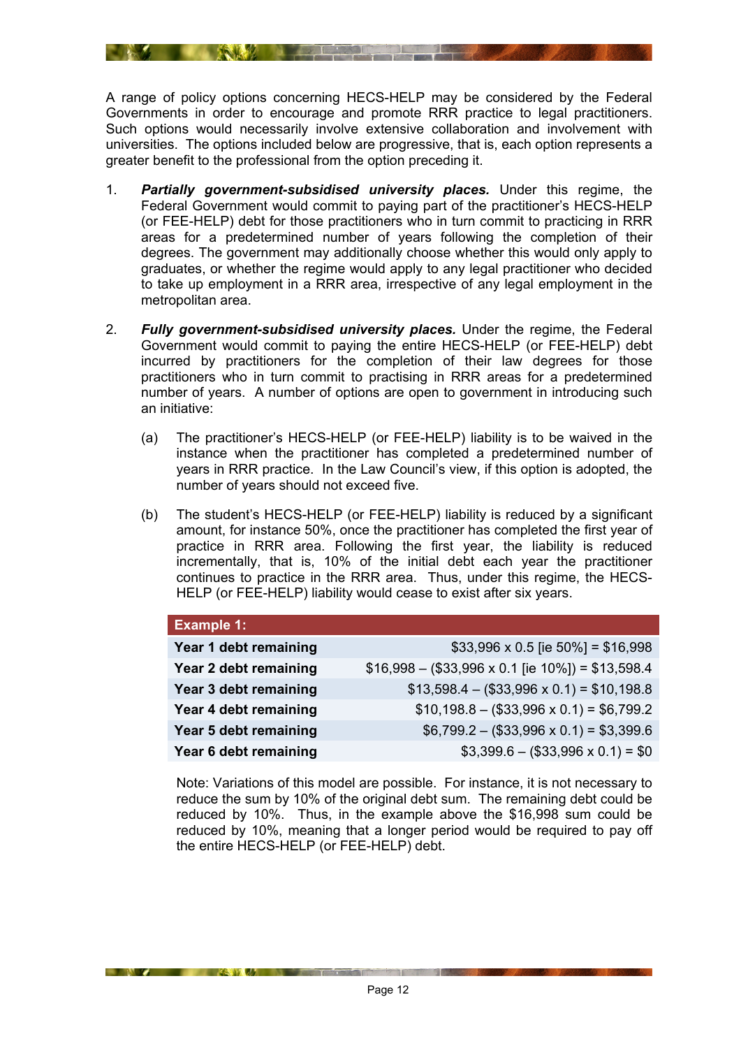A range of policy options concerning HECS-HELP may be considered by the Federal Governments in order to encourage and promote RRR practice to legal practitioners. Such options would necessarily involve extensive collaboration and involvement with universities. The options included below are progressive, that is, each option represents a greater benefit to the professional from the option preceding it.

1. ***Partially government-subsidised university places.*** Under this regime, the Federal Government would commit to paying part of the practitioner's HECS-HELP (or FEE-HELP) debt for those practitioners who in turn commit to practicing in RRR areas for a predetermined number of years following the completion of their degrees. The government may additionally choose whether this would only apply to graduates, or whether the regime would apply to any legal practitioner who decided to take up employment in a RRR area, irrespective of any legal employment in the metropolitan area.

2. ***Fully government-subsidised university places.*** Under the regime, the Federal Government would commit to paying the entire HECS-HELP (or FEE-HELP) debt incurred by practitioners for the completion of their law degrees for those practitioners who in turn commit to practising in RRR areas for a predetermined number of years. A number of options are open to government in introducing such an initiative:

   (a) The practitioner's HECS-HELP (or FEE-HELP) liability is to be waived in the instance when the practitioner has completed a predetermined number of years in RRR practice. In the Law Council's view, if this option is adopted, the number of years should not exceed five.

   (b) The student's HECS-HELP (or FEE-HELP) liability is reduced by a significant amount, for instance 50%, once the practitioner has completed the first year of practice in RRR area. Following the first year, the liability is reduced incrementally, that is, 10% of the initial debt each year the practitioner continues to practice in the RRR area. Thus, under this regime, the HECS-HELP (or FEE-HELP) liability would cease to exist after six years.

| **Example 1:** | |
|---|---|
| **Year 1 debt remaining** | $33,996 x 0.5 [ie 50%] = $16,998 |
| **Year 2 debt remaining** | $16,998 – ($33,996 x 0.1 [ie 10%]) = $13,598.4 |
| **Year 3 debt remaining** | $13,598.4 – ($33,996 x 0.1) = $10,198.8 |
| **Year 4 debt remaining** | $10,198.8 – ($33,996 x 0.1) = $6,799.2 |
| **Year 5 debt remaining** | $6,799.2 – ($33,996 x 0.1) = $3,399.6 |
| **Year 6 debt remaining** | $3,399.6 – ($33,996 x 0.1) = $0 |

Note: Variations of this model are possible. For instance, it is not necessary to reduce the sum by 10% of the original debt sum. The remaining debt could be reduced by 10%. Thus, in the example above the $16,998 sum could be reduced by 10%, meaning that a longer period would be required to pay off the entire HECS-HELP (or FEE-HELP) debt.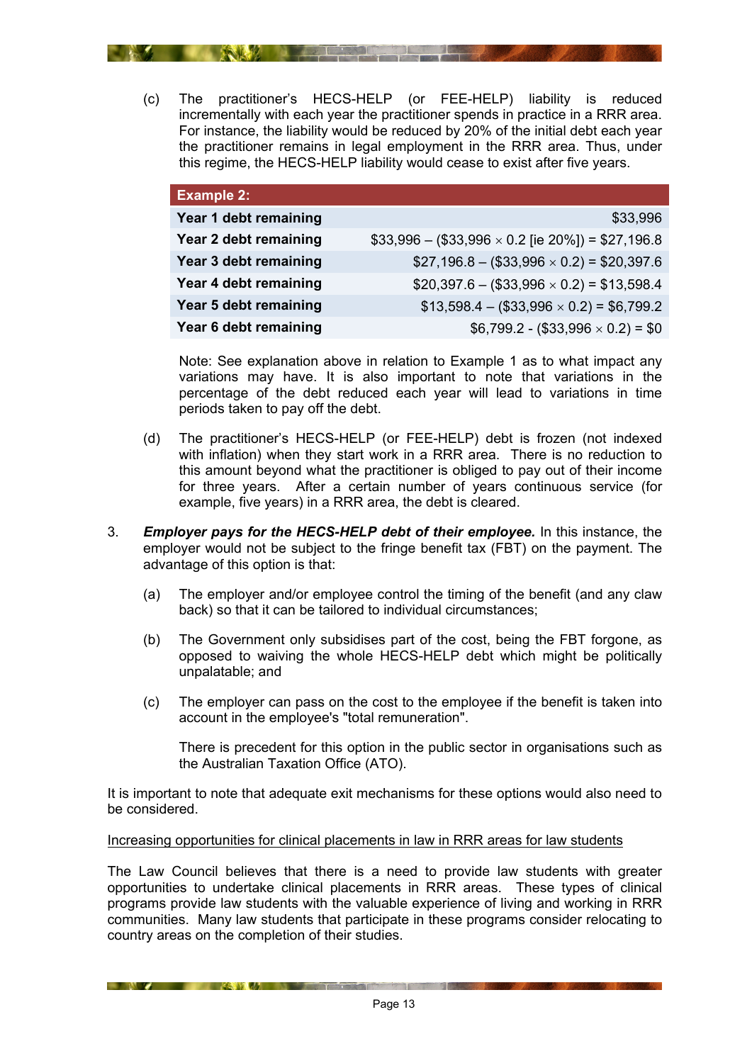(c) The practitioner's HECS-HELP (or FEE-HELP) liability is reduced incrementally with each year the practitioner spends in practice in a RRR area. For instance, the liability would be reduced by 20% of the initial debt each year the practitioner remains in legal employment in the RRR area. Thus, under this regime, the HECS-HELP liability would cease to exist after five years.

| Example 2: | |
|---|---|
| **Year 1 debt remaining** | \$33,996 |
| **Year 2 debt remaining** | \$33,996 – (\$33,996 × 0.2 [ie 20%]) = \$27,196.8 |
| **Year 3 debt remaining** | \$27,196.8 – (\$33,996 × 0.2) = \$20,397.6 |
| **Year 4 debt remaining** | \$20,397.6 – (\$33,996 × 0.2) = \$13,598.4 |
| **Year 5 debt remaining** | \$13,598.4 – (\$33,996 × 0.2) = \$6,799.2 |
| **Year 6 debt remaining** | \$6,799.2 - (\$33,996 × 0.2) = \$0 |

Note: See explanation above in relation to Example 1 as to what impact any variations may have. It is also important to note that variations in the percentage of the debt reduced each year will lead to variations in time periods taken to pay off the debt.

(d) The practitioner's HECS-HELP (or FEE-HELP) debt is frozen (not indexed with inflation) when they start work in a RRR area. There is no reduction to this amount beyond what the practitioner is obliged to pay out of their income for three years. After a certain number of years continuous service (for example, five years) in a RRR area, the debt is cleared.

3. ***Employer pays for the HECS-HELP debt of their employee.*** In this instance, the employer would not be subject to the fringe benefit tax (FBT) on the payment. The advantage of this option is that:

   (a) The employer and/or employee control the timing of the benefit (and any claw back) so that it can be tailored to individual circumstances;

   (b) The Government only subsidises part of the cost, being the FBT forgone, as opposed to waiving the whole HECS-HELP debt which might be politically unpalatable; and

   (c) The employer can pass on the cost to the employee if the benefit is taken into account in the employee's "total remuneration".

   There is precedent for this option in the public sector in organisations such as the Australian Taxation Office (ATO).

It is important to note that adequate exit mechanisms for these options would also need to be considered.

<u>Increasing opportunities for clinical placements in law in RRR areas for law students</u>

The Law Council believes that there is a need to provide law students with greater opportunities to undertake clinical placements in RRR areas. These types of clinical programs provide law students with the valuable experience of living and working in RRR communities. Many law students that participate in these programs consider relocating to country areas on the completion of their studies.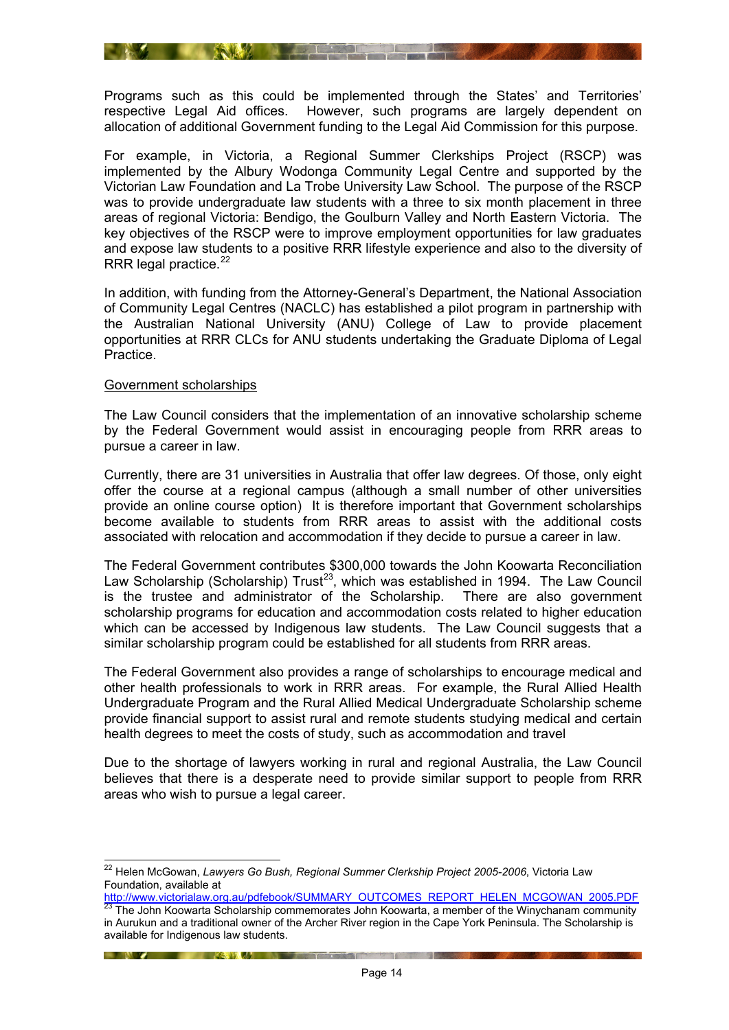Programs such as this could be implemented through the States' and Territories' respective Legal Aid offices. However, such programs are largely dependent on allocation of additional Government funding to the Legal Aid Commission for this purpose.

For example, in Victoria, a Regional Summer Clerkships Project (RSCP) was implemented by the Albury Wodonga Community Legal Centre and supported by the Victorian Law Foundation and La Trobe University Law School. The purpose of the RSCP was to provide undergraduate law students with a three to six month placement in three areas of regional Victoria: Bendigo, the Goulburn Valley and North Eastern Victoria. The key objectives of the RSCP were to improve employment opportunities for law graduates and expose law students to a positive RRR lifestyle experience and also to the diversity of RRR legal practice.[22]

In addition, with funding from the Attorney-General's Department, the National Association of Community Legal Centres (NACLC) has established a pilot program in partnership with the Australian National University (ANU) College of Law to provide placement opportunities at RRR CLCs for ANU students undertaking the Graduate Diploma of Legal Practice.

<u>Government scholarships</u>

The Law Council considers that the implementation of an innovative scholarship scheme by the Federal Government would assist in encouraging people from RRR areas to pursue a career in law.

Currently, there are 31 universities in Australia that offer law degrees. Of those, only eight offer the course at a regional campus (although a small number of other universities provide an online course option) It is therefore important that Government scholarships become available to students from RRR areas to assist with the additional costs associated with relocation and accommodation if they decide to pursue a career in law.

The Federal Government contributes $300,000 towards the John Koowarta Reconciliation Law Scholarship (Scholarship) Trust[23], which was established in 1994. The Law Council is the trustee and administrator of the Scholarship. There are also government scholarship programs for education and accommodation costs related to higher education which can be accessed by Indigenous law students. The Law Council suggests that a similar scholarship program could be established for all students from RRR areas.

The Federal Government also provides a range of scholarships to encourage medical and other health professionals to work in RRR areas. For example, the Rural Allied Health Undergraduate Program and the Rural Allied Medical Undergraduate Scholarship scheme provide financial support to assist rural and remote students studying medical and certain health degrees to meet the costs of study, such as accommodation and travel

Due to the shortage of lawyers working in rural and regional Australia, the Law Council believes that there is a desperate need to provide similar support to people from RRR areas who wish to pursue a legal career.

---

[22] Helen McGowan, *Lawyers Go Bush, Regional Summer Clerkship Project 2005-2006*, Victoria Law Foundation, available at http://www.victorialaw.org.au/pdfebook/SUMMARY_OUTCOMES_REPORT_HELEN_MCGOWAN_2005.PDF

[23] The John Koowarta Scholarship commemorates John Koowarta, a member of the Winychanam community in Aurukun and a traditional owner of the Archer River region in the Cape York Peninsula. The Scholarship is available for Indigenous law students.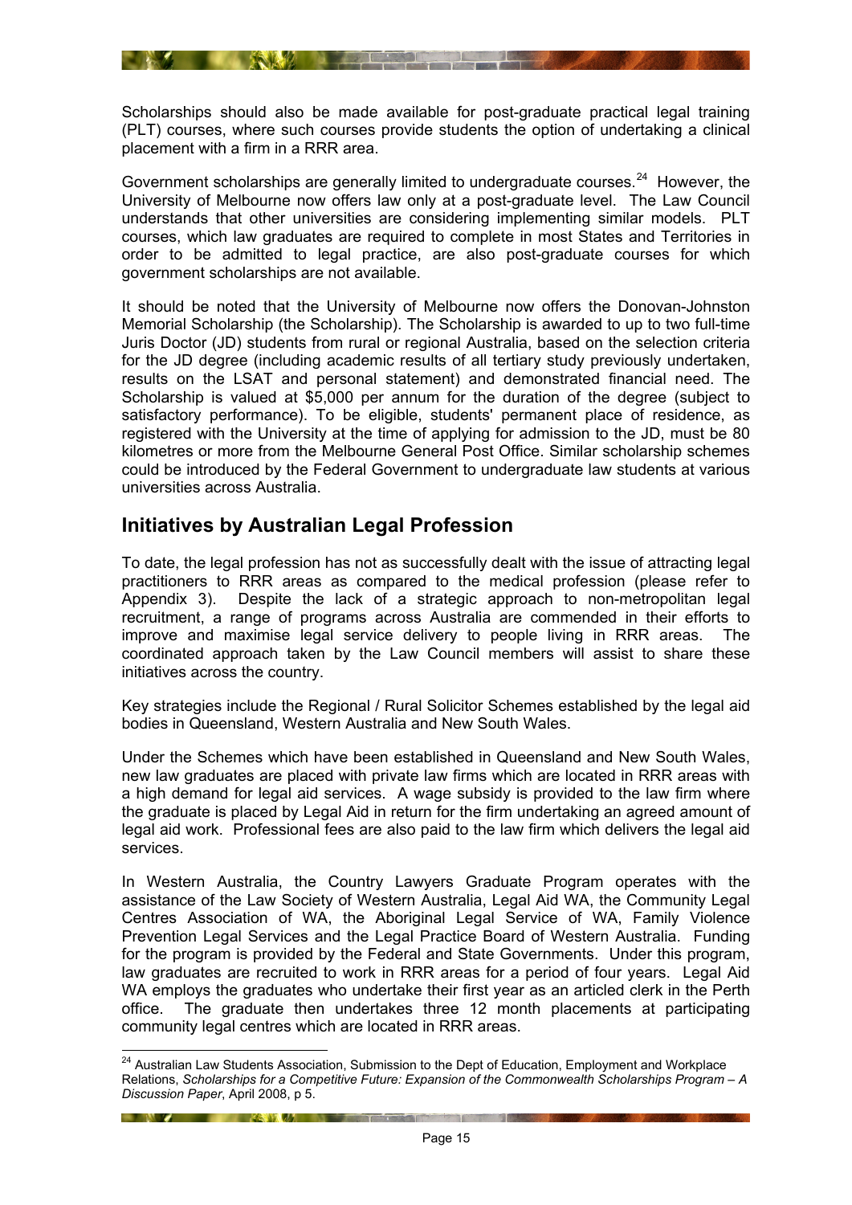Scholarships should also be made available for post-graduate practical legal training (PLT) courses, where such courses provide students the option of undertaking a clinical placement with a firm in a RRR area.

Government scholarships are generally limited to undergraduate courses.[24] However, the University of Melbourne now offers law only at a post-graduate level. The Law Council understands that other universities are considering implementing similar models. PLT courses, which law graduates are required to complete in most States and Territories in order to be admitted to legal practice, are also post-graduate courses for which government scholarships are not available.

It should be noted that the University of Melbourne now offers the Donovan-Johnston Memorial Scholarship (the Scholarship). The Scholarship is awarded to up to two full-time Juris Doctor (JD) students from rural or regional Australia, based on the selection criteria for the JD degree (including academic results of all tertiary study previously undertaken, results on the LSAT and personal statement) and demonstrated financial need. The Scholarship is valued at $5,000 per annum for the duration of the degree (subject to satisfactory performance). To be eligible, students' permanent place of residence, as registered with the University at the time of applying for admission to the JD, must be 80 kilometres or more from the Melbourne General Post Office. Similar scholarship schemes could be introduced by the Federal Government to undergraduate law students at various universities across Australia.

## Initiatives by Australian Legal Profession

To date, the legal profession has not as successfully dealt with the issue of attracting legal practitioners to RRR areas as compared to the medical profession (please refer to Appendix 3). Despite the lack of a strategic approach to non-metropolitan legal recruitment, a range of programs across Australia are commended in their efforts to improve and maximise legal service delivery to people living in RRR areas. The coordinated approach taken by the Law Council members will assist to share these initiatives across the country.

Key strategies include the Regional / Rural Solicitor Schemes established by the legal aid bodies in Queensland, Western Australia and New South Wales.

Under the Schemes which have been established in Queensland and New South Wales, new law graduates are placed with private law firms which are located in RRR areas with a high demand for legal aid services. A wage subsidy is provided to the law firm where the graduate is placed by Legal Aid in return for the firm undertaking an agreed amount of legal aid work. Professional fees are also paid to the law firm which delivers the legal aid services.

In Western Australia, the Country Lawyers Graduate Program operates with the assistance of the Law Society of Western Australia, Legal Aid WA, the Community Legal Centres Association of WA, the Aboriginal Legal Service of WA, Family Violence Prevention Legal Services and the Legal Practice Board of Western Australia. Funding for the program is provided by the Federal and State Governments. Under this program, law graduates are recruited to work in RRR areas for a period of four years. Legal Aid WA employs the graduates who undertake their first year as an articled clerk in the Perth office. The graduate then undertakes three 12 month placements at participating community legal centres which are located in RRR areas.

---

[24] Australian Law Students Association, Submission to the Dept of Education, Employment and Workplace Relations, *Scholarships for a Competitive Future: Expansion of the Commonwealth Scholarships Program – A Discussion Paper*, April 2008, p 5.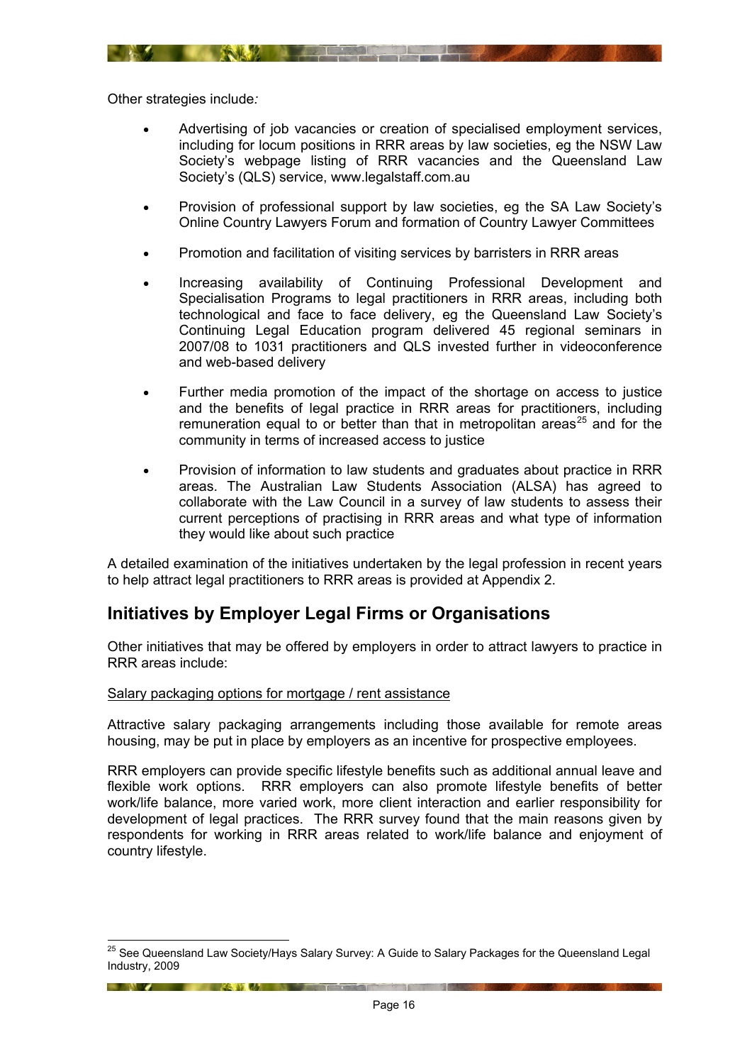Other strategies include*:*

- Advertising of job vacancies or creation of specialised employment services, including for locum positions in RRR areas by law societies, eg the NSW Law Society's webpage listing of RRR vacancies and the Queensland Law Society's (QLS) service, www.legalstaff.com.au
- Provision of professional support by law societies, eg the SA Law Society's Online Country Lawyers Forum and formation of Country Lawyer Committees
- Promotion and facilitation of visiting services by barristers in RRR areas
- Increasing availability of Continuing Professional Development and Specialisation Programs to legal practitioners in RRR areas, including both technological and face to face delivery, eg the Queensland Law Society's Continuing Legal Education program delivered 45 regional seminars in 2007/08 to 1031 practitioners and QLS invested further in videoconference and web-based delivery
- Further media promotion of the impact of the shortage on access to justice and the benefits of legal practice in RRR areas for practitioners, including remuneration equal to or better than that in metropolitan areas[25] and for the community in terms of increased access to justice
- Provision of information to law students and graduates about practice in RRR areas. The Australian Law Students Association (ALSA) has agreed to collaborate with the Law Council in a survey of law students to assess their current perceptions of practising in RRR areas and what type of information they would like about such practice

A detailed examination of the initiatives undertaken by the legal profession in recent years to help attract legal practitioners to RRR areas is provided at Appendix 2.

## Initiatives by Employer Legal Firms or Organisations

Other initiatives that may be offered by employers in order to attract lawyers to practice in RRR areas include:

<u>Salary packaging options for mortgage / rent assistance</u>

Attractive salary packaging arrangements including those available for remote areas housing, may be put in place by employers as an incentive for prospective employees.

RRR employers can provide specific lifestyle benefits such as additional annual leave and flexible work options. RRR employers can also promote lifestyle benefits of better work/life balance, more varied work, more client interaction and earlier responsibility for development of legal practices. The RRR survey found that the main reasons given by respondents for working in RRR areas related to work/life balance and enjoyment of country lifestyle.

---

[25] See Queensland Law Society/Hays Salary Survey: A Guide to Salary Packages for the Queensland Legal Industry, 2009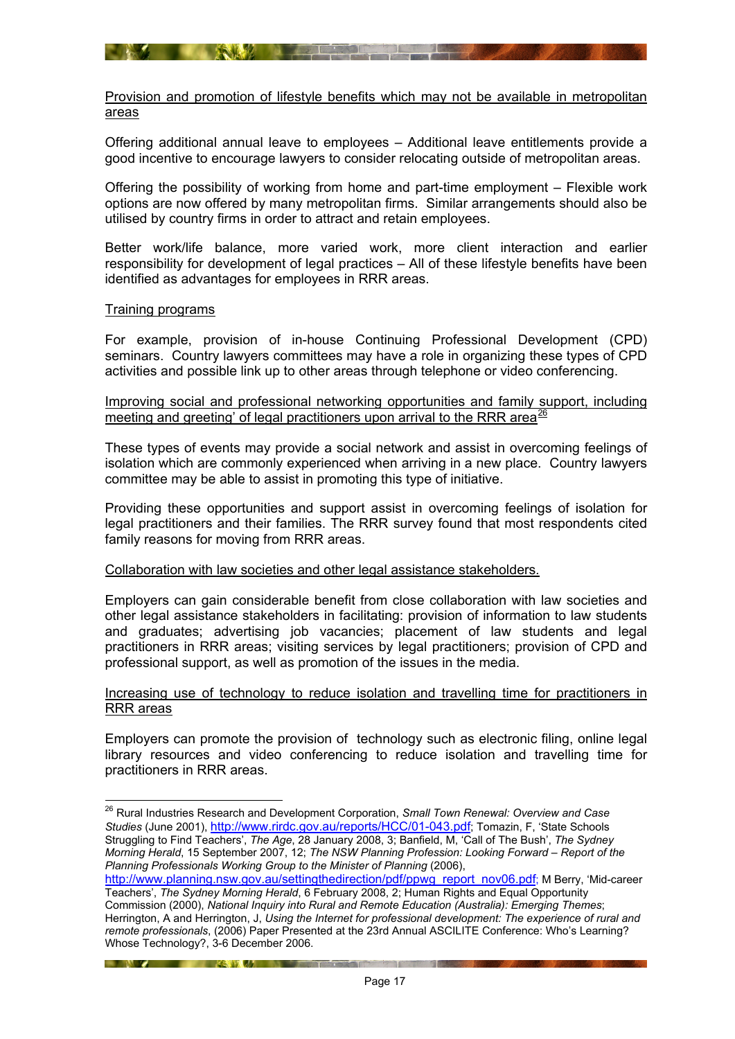Provision and promotion of lifestyle benefits which may not be available in metropolitan areas

Offering additional annual leave to employees – Additional leave entitlements provide a good incentive to encourage lawyers to consider relocating outside of metropolitan areas.

Offering the possibility of working from home and part-time employment – Flexible work options are now offered by many metropolitan firms. Similar arrangements should also be utilised by country firms in order to attract and retain employees.

Better work/life balance, more varied work, more client interaction and earlier responsibility for development of legal practices – All of these lifestyle benefits have been identified as advantages for employees in RRR areas.

Training programs

For example, provision of in-house Continuing Professional Development (CPD) seminars. Country lawyers committees may have a role in organizing these types of CPD activities and possible link up to other areas through telephone or video conferencing.

Improving social and professional networking opportunities and family support, including meeting and greeting' of legal practitioners upon arrival to the RRR area[26]

These types of events may provide a social network and assist in overcoming feelings of isolation which are commonly experienced when arriving in a new place. Country lawyers committee may be able to assist in promoting this type of initiative.

Providing these opportunities and support assist in overcoming feelings of isolation for legal practitioners and their families. The RRR survey found that most respondents cited family reasons for moving from RRR areas.

Collaboration with law societies and other legal assistance stakeholders.

Employers can gain considerable benefit from close collaboration with law societies and other legal assistance stakeholders in facilitating: provision of information to law students and graduates; advertising job vacancies; placement of law students and legal practitioners in RRR areas; visiting services by legal practitioners; provision of CPD and professional support, as well as promotion of the issues in the media.

Increasing use of technology to reduce isolation and travelling time for practitioners in RRR areas

Employers can promote the provision of technology such as electronic filing, online legal library resources and video conferencing to reduce isolation and travelling time for practitioners in RRR areas.

---

[26] Rural Industries Research and Development Corporation, *Small Town Renewal: Overview and Case Studies* (June 2001), http://www.rirdc.gov.au/reports/HCC/01-043.pdf; Tomazin, F, 'State Schools Struggling to Find Teachers', *The Age*, 28 January 2008, 3; Banfield, M, 'Call of The Bush', *The Sydney Morning Herald*, 15 September 2007, 12; *The NSW Planning Profession: Looking Forward – Report of the Planning Professionals Working Group to the Minister of Planning* (2006), http://www.planning.nsw.gov.au/settingthedirection/pdf/ppwg_report_nov06.pdf; M Berry, 'Mid-career Teachers', *The Sydney Morning Herald*, 6 February 2008, 2; Human Rights and Equal Opportunity Commission (2000), *National Inquiry into Rural and Remote Education (Australia): Emerging Themes*; Herrington, A and Herrington, J, *Using the Internet for professional development: The experience of rural and remote professionals*, (2006) Paper Presented at the 23rd Annual ASCILITE Conference: Who's Learning? Whose Technology?, 3-6 December 2006.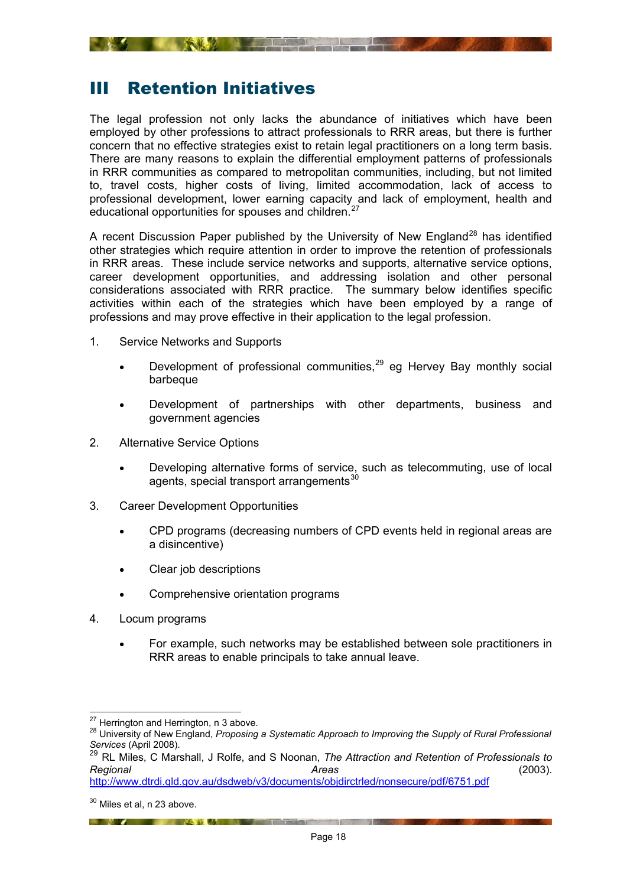# III Retention Initiatives

The legal profession not only lacks the abundance of initiatives which have been employed by other professions to attract professionals to RRR areas, but there is further concern that no effective strategies exist to retain legal practitioners on a long term basis. There are many reasons to explain the differential employment patterns of professionals in RRR communities as compared to metropolitan communities, including, but not limited to, travel costs, higher costs of living, limited accommodation, lack of access to professional development, lower earning capacity and lack of employment, health and educational opportunities for spouses and children.[27]

A recent Discussion Paper published by the University of New England[28] has identified other strategies which require attention in order to improve the retention of professionals in RRR areas. These include service networks and supports, alternative service options, career development opportunities, and addressing isolation and other personal considerations associated with RRR practice. The summary below identifies specific activities within each of the strategies which have been employed by a range of professions and may prove effective in their application to the legal profession.

1. Service Networks and Supports
   - Development of professional communities,[29] eg Hervey Bay monthly social barbeque
   - Development of partnerships with other departments, business and government agencies
2. Alternative Service Options
   - Developing alternative forms of service, such as telecommuting, use of local agents, special transport arrangements[30]
3. Career Development Opportunities
   - CPD programs (decreasing numbers of CPD events held in regional areas are a disincentive)
   - Clear job descriptions
   - Comprehensive orientation programs
4. Locum programs
   - For example, such networks may be established between sole practitioners in RRR areas to enable principals to take annual leave.

---

[27] Herrington and Herrington, n 3 above.

[28] University of New England, *Proposing a Systematic Approach to Improving the Supply of Rural Professional Services* (April 2008).

[29] RL Miles, C Marshall, J Rolfe, and S Noonan, *The Attraction and Retention of Professionals to Regional Areas* (2003). http://www.dtrdi.qld.gov.au/dsdweb/v3/documents/objdirctrled/nonsecure/pdf/6751.pdf

[30] Miles et al, n 23 above.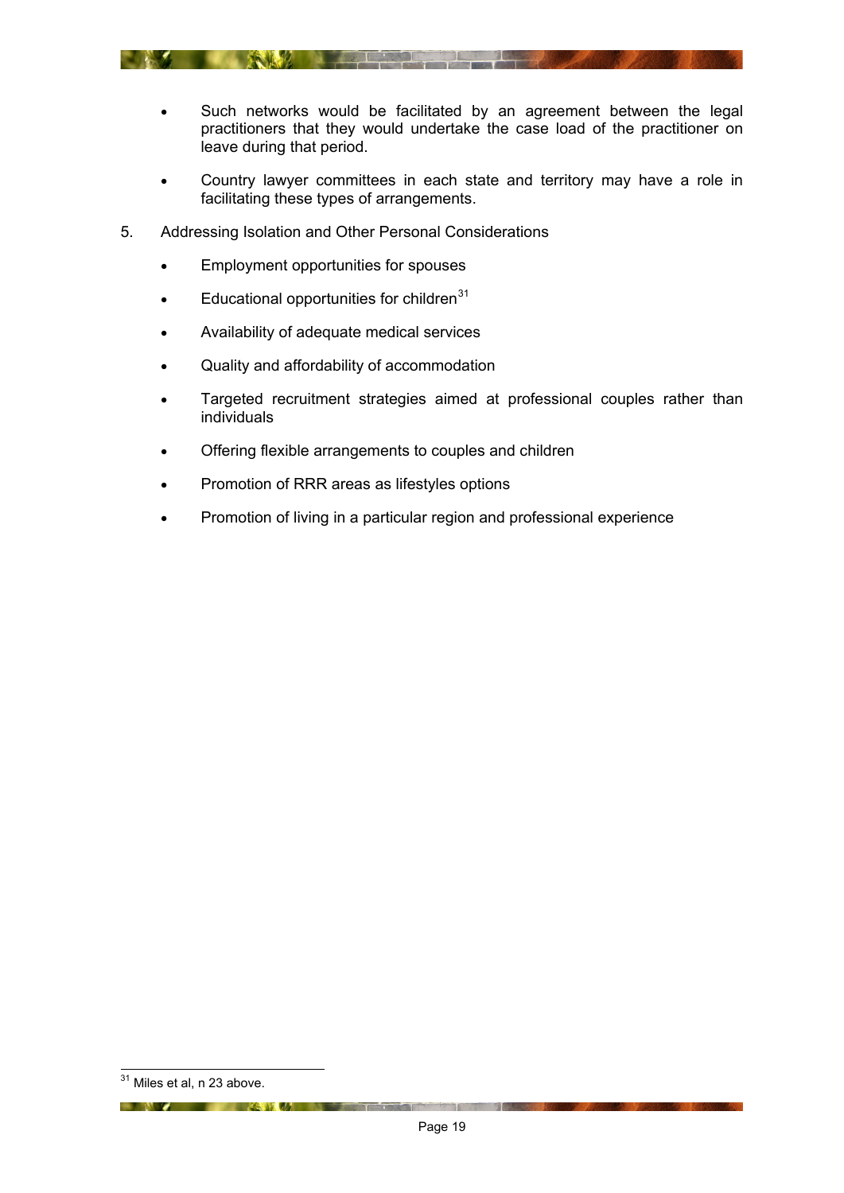- Such networks would be facilitated by an agreement between the legal practitioners that they would undertake the case load of the practitioner on leave during that period.
- Country lawyer committees in each state and territory may have a role in facilitating these types of arrangements.

5. Addressing Isolation and Other Personal Considerations

- Employment opportunities for spouses
- Educational opportunities for children[31]
- Availability of adequate medical services
- Quality and affordability of accommodation
- Targeted recruitment strategies aimed at professional couples rather than individuals
- Offering flexible arrangements to couples and children
- Promotion of RRR areas as lifestyles options
- Promotion of living in a particular region and professional experience

---

[31] Miles et al, n 23 above.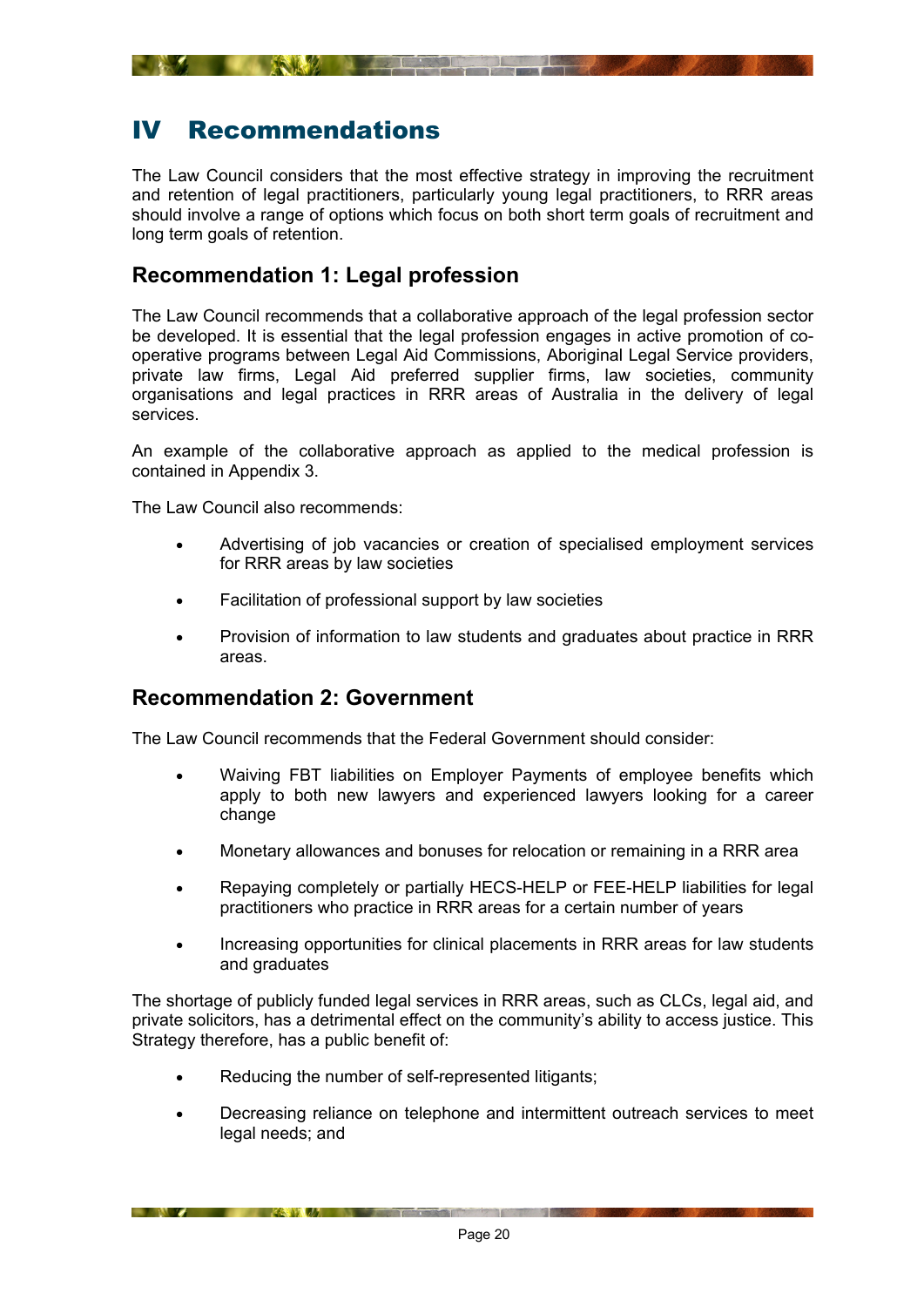# IV Recommendations

The Law Council considers that the most effective strategy in improving the recruitment and retention of legal practitioners, particularly young legal practitioners, to RRR areas should involve a range of options which focus on both short term goals of recruitment and long term goals of retention.

## Recommendation 1: Legal profession

The Law Council recommends that a collaborative approach of the legal profession sector be developed. It is essential that the legal profession engages in active promotion of co-operative programs between Legal Aid Commissions, Aboriginal Legal Service providers, private law firms, Legal Aid preferred supplier firms, law societies, community organisations and legal practices in RRR areas of Australia in the delivery of legal services.

An example of the collaborative approach as applied to the medical profession is contained in Appendix 3.

The Law Council also recommends:

- Advertising of job vacancies or creation of specialised employment services for RRR areas by law societies
- Facilitation of professional support by law societies
- Provision of information to law students and graduates about practice in RRR areas.

## Recommendation 2: Government

The Law Council recommends that the Federal Government should consider:

- Waiving FBT liabilities on Employer Payments of employee benefits which apply to both new lawyers and experienced lawyers looking for a career change
- Monetary allowances and bonuses for relocation or remaining in a RRR area
- Repaying completely or partially HECS-HELP or FEE-HELP liabilities for legal practitioners who practice in RRR areas for a certain number of years
- Increasing opportunities for clinical placements in RRR areas for law students and graduates

The shortage of publicly funded legal services in RRR areas, such as CLCs, legal aid, and private solicitors, has a detrimental effect on the community's ability to access justice. This Strategy therefore, has a public benefit of:

- Reducing the number of self-represented litigants;
- Decreasing reliance on telephone and intermittent outreach services to meet legal needs; and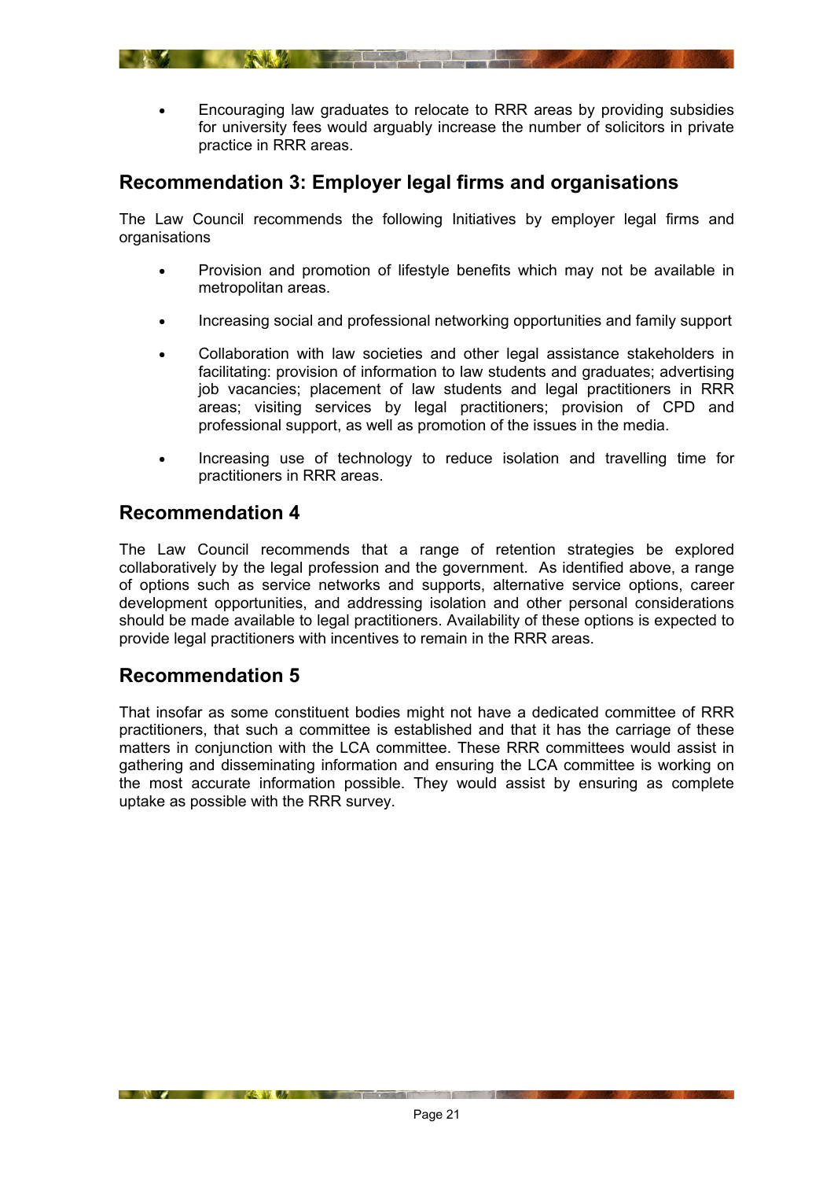- Encouraging law graduates to relocate to RRR areas by providing subsidies for university fees would arguably increase the number of solicitors in private practice in RRR areas.

## Recommendation 3: Employer legal firms and organisations

The Law Council recommends the following Initiatives by employer legal firms and organisations

- Provision and promotion of lifestyle benefits which may not be available in metropolitan areas.
- Increasing social and professional networking opportunities and family support
- Collaboration with law societies and other legal assistance stakeholders in facilitating: provision of information to law students and graduates; advertising job vacancies; placement of law students and legal practitioners in RRR areas; visiting services by legal practitioners; provision of CPD and professional support, as well as promotion of the issues in the media.
- Increasing use of technology to reduce isolation and travelling time for practitioners in RRR areas.

## Recommendation 4

The Law Council recommends that a range of retention strategies be explored collaboratively by the legal profession and the government. As identified above, a range of options such as service networks and supports, alternative service options, career development opportunities, and addressing isolation and other personal considerations should be made available to legal practitioners. Availability of these options is expected to provide legal practitioners with incentives to remain in the RRR areas.

## Recommendation 5

That insofar as some constituent bodies might not have a dedicated committee of RRR practitioners, that such a committee is established and that it has the carriage of these matters in conjunction with the LCA committee. These RRR committees would assist in gathering and disseminating information and ensuring the LCA committee is working on the most accurate information possible. They would assist by ensuring as complete uptake as possible with the RRR survey.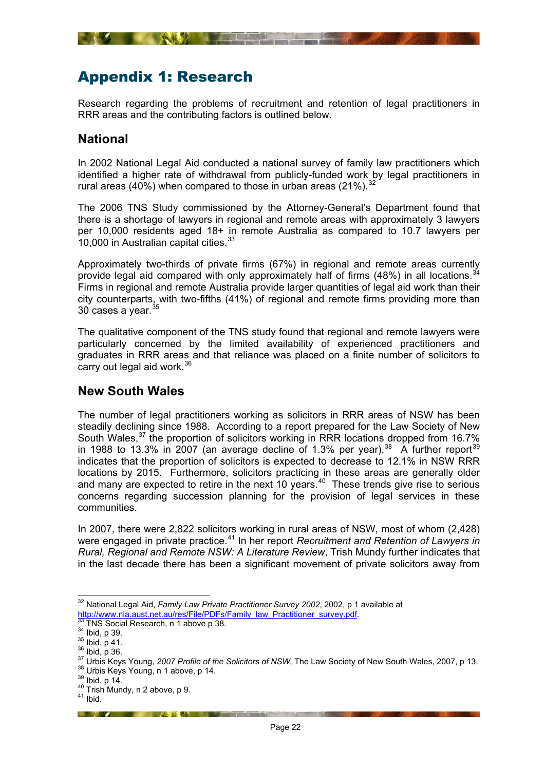# Appendix 1: Research

Research regarding the problems of recruitment and retention of legal practitioners in RRR areas and the contributing factors is outlined below.

## National

In 2002 National Legal Aid conducted a national survey of family law practitioners which identified a higher rate of withdrawal from publicly-funded work by legal practitioners in rural areas (40%) when compared to those in urban areas (21%).[32]

The 2006 TNS Study commissioned by the Attorney-General's Department found that there is a shortage of lawyers in regional and remote areas with approximately 3 lawyers per 10,000 residents aged 18+ in remote Australia as compared to 10.7 lawyers per 10,000 in Australian capital cities.[33]

Approximately two-thirds of private firms (67%) in regional and remote areas currently provide legal aid compared with only approximately half of firms (48%) in all locations.[34] Firms in regional and remote Australia provide larger quantities of legal aid work than their city counterparts, with two-fifths (41%) of regional and remote firms providing more than 30 cases a year.[35]

The qualitative component of the TNS study found that regional and remote lawyers were particularly concerned by the limited availability of experienced practitioners and graduates in RRR areas and that reliance was placed on a finite number of solicitors to carry out legal aid work.[36]

## New South Wales

The number of legal practitioners working as solicitors in RRR areas of NSW has been steadily declining since 1988. According to a report prepared for the Law Society of New South Wales,[37] the proportion of solicitors working in RRR locations dropped from 16.7% in 1988 to 13.3% in 2007 (an average decline of 1.3% per year).[38] A further report[39] indicates that the proportion of solicitors is expected to decrease to 12.1% in NSW RRR locations by 2015. Furthermore, solicitors practicing in these areas are generally older and many are expected to retire in the next 10 years.[40] These trends give rise to serious concerns regarding succession planning for the provision of legal services in these communities.

In 2007, there were 2,822 solicitors working in rural areas of NSW, most of whom (2,428) were engaged in private practice.[41] In her report *Recruitment and Retention of Lawyers in Rural, Regional and Remote NSW: A Literature Review*, Trish Mundy further indicates that in the last decade there has been a significant movement of private solicitors away from

---

[32] National Legal Aid, *Family Law Private Practitioner Survey 2002*, 2002, p 1 available at http://www.nla.aust.net.au/res/File/PDFs/Family_law_Practitioner_survey.pdf.
[33] TNS Social Research, n 1 above p 38.
[34] Ibid, p 39.
[35] Ibid, p 41.
[36] Ibid, p 36.
[37] Urbis Keys Young, *2007 Profile of the Solicitors of NSW*, The Law Society of New South Wales, 2007, p 13.
[38] Urbis Keys Young, n 1 above, p 14.
[39] Ibid, p 14.
[40] Trish Mundy, n 2 above, p 9.
[41] Ibid.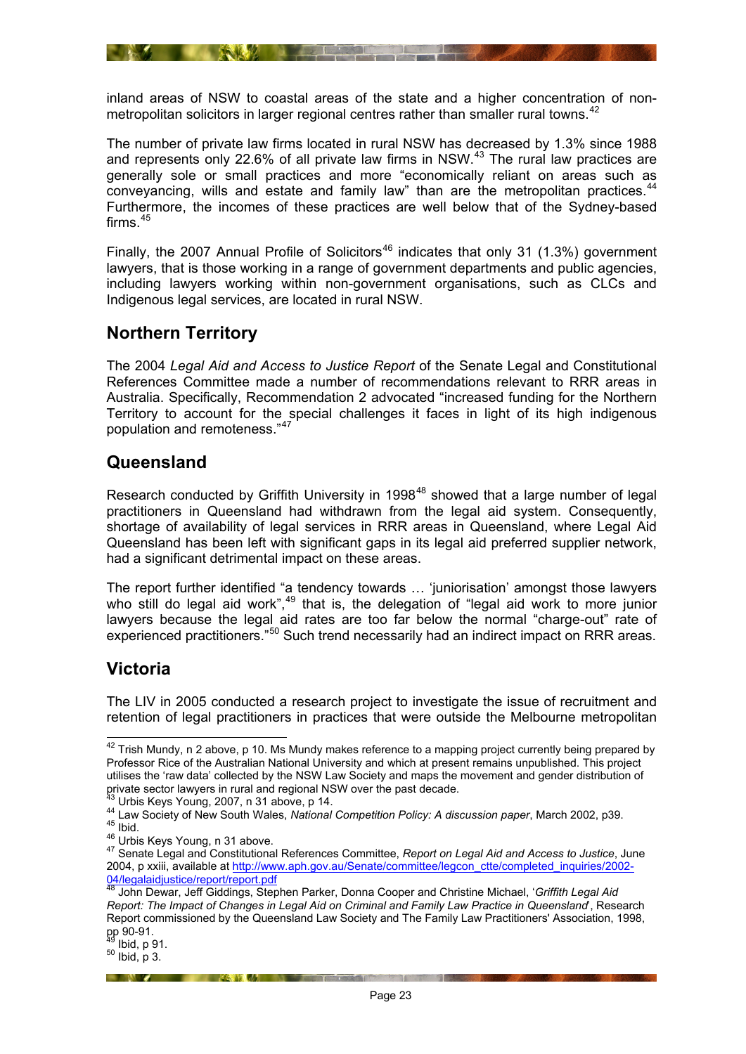inland areas of NSW to coastal areas of the state and a higher concentration of non-metropolitan solicitors in larger regional centres rather than smaller rural towns.[42]

The number of private law firms located in rural NSW has decreased by 1.3% since 1988 and represents only 22.6% of all private law firms in NSW.[43] The rural law practices are generally sole or small practices and more "economically reliant on areas such as conveyancing, wills and estate and family law" than are the metropolitan practices.[44] Furthermore, the incomes of these practices are well below that of the Sydney-based firms.[45]

Finally, the 2007 Annual Profile of Solicitors[46] indicates that only 31 (1.3%) government lawyers, that is those working in a range of government departments and public agencies, including lawyers working within non-government organisations, such as CLCs and Indigenous legal services, are located in rural NSW.

## Northern Territory

The 2004 *Legal Aid and Access to Justice Report* of the Senate Legal and Constitutional References Committee made a number of recommendations relevant to RRR areas in Australia. Specifically, Recommendation 2 advocated "increased funding for the Northern Territory to account for the special challenges it faces in light of its high indigenous population and remoteness."[47]

## Queensland

Research conducted by Griffith University in 1998[48] showed that a large number of legal practitioners in Queensland had withdrawn from the legal aid system. Consequently, shortage of availability of legal services in RRR areas in Queensland, where Legal Aid Queensland has been left with significant gaps in its legal aid preferred supplier network, had a significant detrimental impact on these areas.

The report further identified "a tendency towards … 'juniorisation' amongst those lawyers who still do legal aid work",[49] that is, the delegation of "legal aid work to more junior lawyers because the legal aid rates are too far below the normal "charge-out" rate of experienced practitioners."[50] Such trend necessarily had an indirect impact on RRR areas.

## Victoria

The LIV in 2005 conducted a research project to investigate the issue of recruitment and retention of legal practitioners in practices that were outside the Melbourne metropolitan

---

[42] Trish Mundy, n 2 above, p 10. Ms Mundy makes reference to a mapping project currently being prepared by Professor Rice of the Australian National University and which at present remains unpublished. This project utilises the 'raw data' collected by the NSW Law Society and maps the movement and gender distribution of private sector lawyers in rural and regional NSW over the past decade.

[43] Urbis Keys Young, 2007, n 31 above, p 14.

[44] Law Society of New South Wales, *National Competition Policy: A discussion paper*, March 2002, p39.

[45] Ibid.

[46] Urbis Keys Young, n 31 above.

[47] Senate Legal and Constitutional References Committee, *Report on Legal Aid and Access to Justice*, June 2004, p xxiii, available at http://www.aph.gov.au/Senate/committee/legcon_ctte/completed_inquiries/2002-04/legalaidjustice/report/report.pdf

[48] John Dewar, Jeff Giddings, Stephen Parker, Donna Cooper and Christine Michael, '*Griffith Legal Aid Report: The Impact of Changes in Legal Aid on Criminal and Family Law Practice in Queensland*', Research Report commissioned by the Queensland Law Society and The Family Law Practitioners' Association, 1998, pp 90-91.

[49] Ibid, p 91.

[50] Ibid, p 3.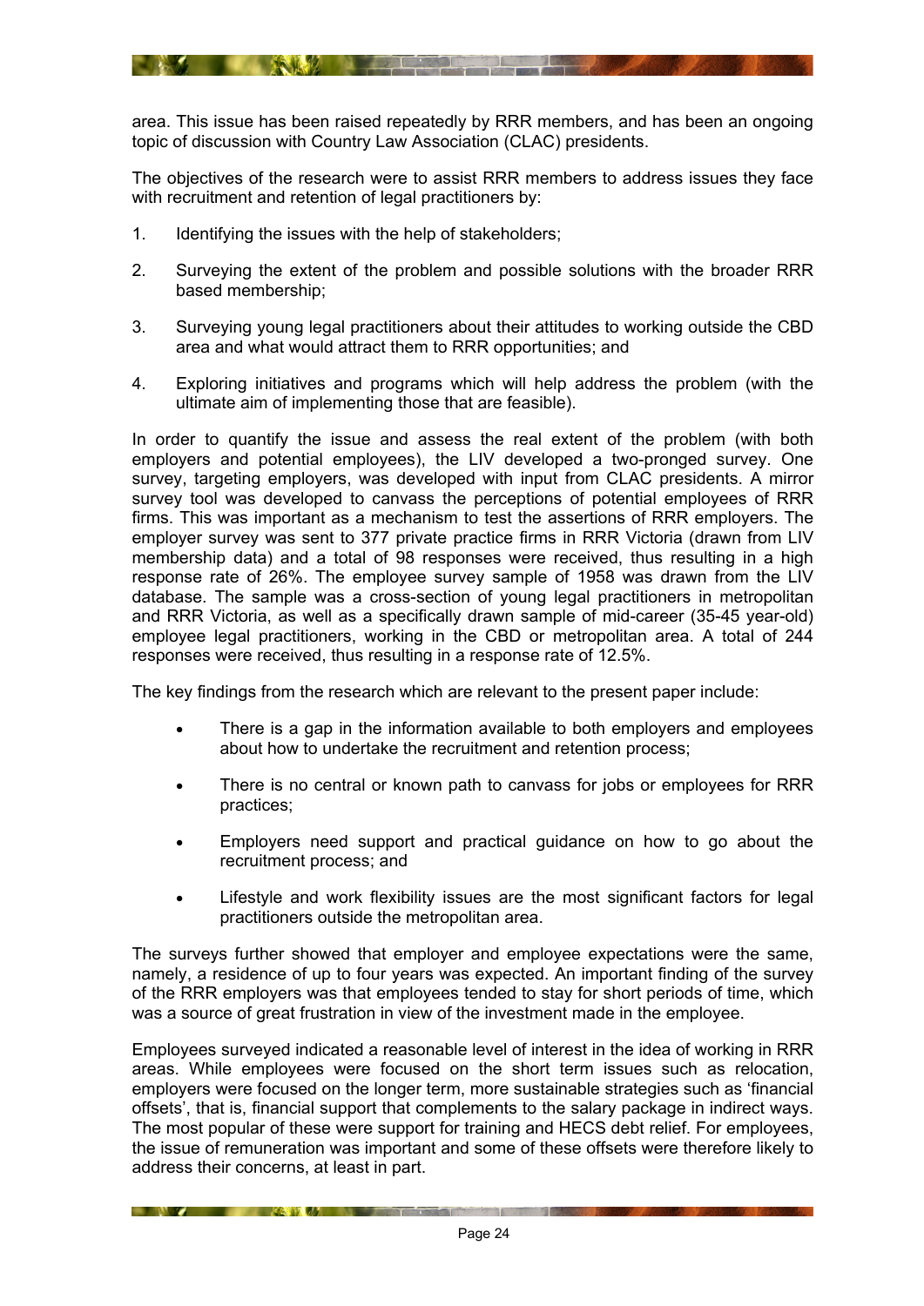area. This issue has been raised repeatedly by RRR members, and has been an ongoing topic of discussion with Country Law Association (CLAC) presidents.

The objectives of the research were to assist RRR members to address issues they face with recruitment and retention of legal practitioners by:

1. Identifying the issues with the help of stakeholders;

2. Surveying the extent of the problem and possible solutions with the broader RRR based membership;

3. Surveying young legal practitioners about their attitudes to working outside the CBD area and what would attract them to RRR opportunities; and

4. Exploring initiatives and programs which will help address the problem (with the ultimate aim of implementing those that are feasible).

In order to quantify the issue and assess the real extent of the problem (with both employers and potential employees), the LIV developed a two-pronged survey. One survey, targeting employers, was developed with input from CLAC presidents. A mirror survey tool was developed to canvass the perceptions of potential employees of RRR firms. This was important as a mechanism to test the assertions of RRR employers. The employer survey was sent to 377 private practice firms in RRR Victoria (drawn from LIV membership data) and a total of 98 responses were received, thus resulting in a high response rate of 26%. The employee survey sample of 1958 was drawn from the LIV database. The sample was a cross-section of young legal practitioners in metropolitan and RRR Victoria, as well as a specifically drawn sample of mid-career (35-45 year-old) employee legal practitioners, working in the CBD or metropolitan area. A total of 244 responses were received, thus resulting in a response rate of 12.5%.

The key findings from the research which are relevant to the present paper include:

- There is a gap in the information available to both employers and employees about how to undertake the recruitment and retention process;
- There is no central or known path to canvass for jobs or employees for RRR practices;
- Employers need support and practical guidance on how to go about the recruitment process; and
- Lifestyle and work flexibility issues are the most significant factors for legal practitioners outside the metropolitan area.

The surveys further showed that employer and employee expectations were the same, namely, a residence of up to four years was expected. An important finding of the survey of the RRR employers was that employees tended to stay for short periods of time, which was a source of great frustration in view of the investment made in the employee.

Employees surveyed indicated a reasonable level of interest in the idea of working in RRR areas. While employees were focused on the short term issues such as relocation, employers were focused on the longer term, more sustainable strategies such as 'financial offsets', that is, financial support that complements to the salary package in indirect ways. The most popular of these were support for training and HECS debt relief. For employees, the issue of remuneration was important and some of these offsets were therefore likely to address their concerns, at least in part.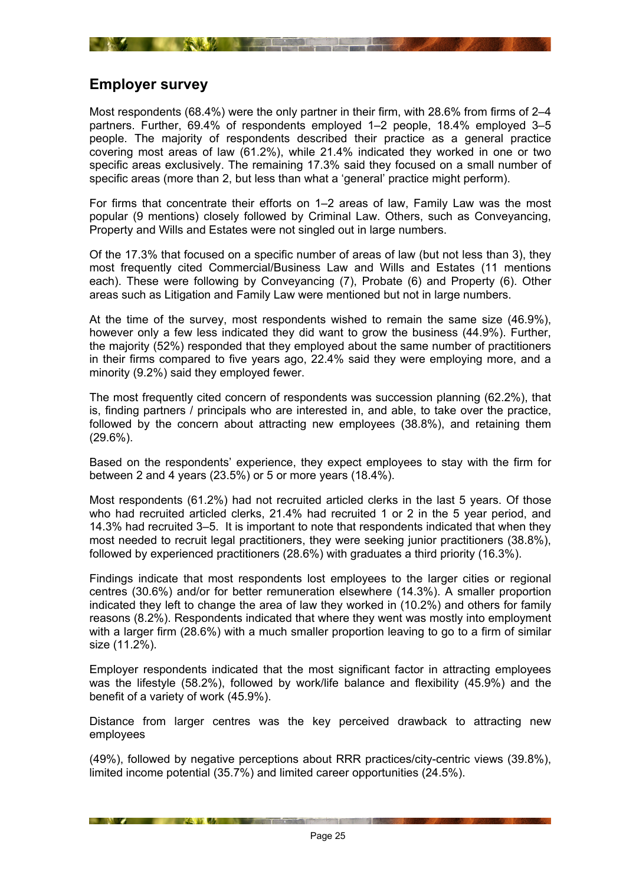## Employer survey

Most respondents (68.4%) were the only partner in their firm, with 28.6% from firms of 2–4 partners. Further, 69.4% of respondents employed 1–2 people, 18.4% employed 3–5 people. The majority of respondents described their practice as a general practice covering most areas of law (61.2%), while 21.4% indicated they worked in one or two specific areas exclusively. The remaining 17.3% said they focused on a small number of specific areas (more than 2, but less than what a 'general' practice might perform).

For firms that concentrate their efforts on 1–2 areas of law, Family Law was the most popular (9 mentions) closely followed by Criminal Law. Others, such as Conveyancing, Property and Wills and Estates were not singled out in large numbers.

Of the 17.3% that focused on a specific number of areas of law (but not less than 3), they most frequently cited Commercial/Business Law and Wills and Estates (11 mentions each). These were following by Conveyancing (7), Probate (6) and Property (6). Other areas such as Litigation and Family Law were mentioned but not in large numbers.

At the time of the survey, most respondents wished to remain the same size (46.9%), however only a few less indicated they did want to grow the business (44.9%). Further, the majority (52%) responded that they employed about the same number of practitioners in their firms compared to five years ago, 22.4% said they were employing more, and a minority (9.2%) said they employed fewer.

The most frequently cited concern of respondents was succession planning (62.2%), that is, finding partners / principals who are interested in, and able, to take over the practice, followed by the concern about attracting new employees (38.8%), and retaining them (29.6%).

Based on the respondents' experience, they expect employees to stay with the firm for between 2 and 4 years (23.5%) or 5 or more years (18.4%).

Most respondents (61.2%) had not recruited articled clerks in the last 5 years. Of those who had recruited articled clerks, 21.4% had recruited 1 or 2 in the 5 year period, and 14.3% had recruited 3–5. It is important to note that respondents indicated that when they most needed to recruit legal practitioners, they were seeking junior practitioners (38.8%), followed by experienced practitioners (28.6%) with graduates a third priority (16.3%).

Findings indicate that most respondents lost employees to the larger cities or regional centres (30.6%) and/or for better remuneration elsewhere (14.3%). A smaller proportion indicated they left to change the area of law they worked in (10.2%) and others for family reasons (8.2%). Respondents indicated that where they went was mostly into employment with a larger firm (28.6%) with a much smaller proportion leaving to go to a firm of similar size (11.2%).

Employer respondents indicated that the most significant factor in attracting employees was the lifestyle (58.2%), followed by work/life balance and flexibility (45.9%) and the benefit of a variety of work (45.9%).

Distance from larger centres was the key perceived drawback to attracting new employees

(49%), followed by negative perceptions about RRR practices/city-centric views (39.8%), limited income potential (35.7%) and limited career opportunities (24.5%).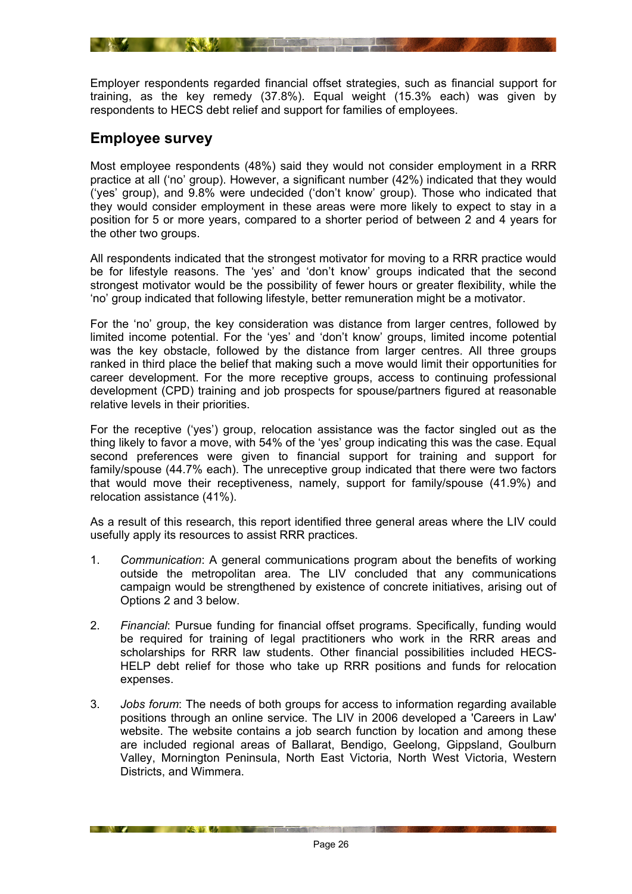Employer respondents regarded financial offset strategies, such as financial support for training, as the key remedy (37.8%). Equal weight (15.3% each) was given by respondents to HECS debt relief and support for families of employees.

## Employee survey

Most employee respondents (48%) said they would not consider employment in a RRR practice at all ('no' group). However, a significant number (42%) indicated that they would ('yes' group), and 9.8% were undecided ('don't know' group). Those who indicated that they would consider employment in these areas were more likely to expect to stay in a position for 5 or more years, compared to a shorter period of between 2 and 4 years for the other two groups.

All respondents indicated that the strongest motivator for moving to a RRR practice would be for lifestyle reasons. The 'yes' and 'don't know' groups indicated that the second strongest motivator would be the possibility of fewer hours or greater flexibility, while the 'no' group indicated that following lifestyle, better remuneration might be a motivator.

For the 'no' group, the key consideration was distance from larger centres, followed by limited income potential. For the 'yes' and 'don't know' groups, limited income potential was the key obstacle, followed by the distance from larger centres. All three groups ranked in third place the belief that making such a move would limit their opportunities for career development. For the more receptive groups, access to continuing professional development (CPD) training and job prospects for spouse/partners figured at reasonable relative levels in their priorities.

For the receptive ('yes') group, relocation assistance was the factor singled out as the thing likely to favor a move, with 54% of the 'yes' group indicating this was the case. Equal second preferences were given to financial support for training and support for family/spouse (44.7% each). The unreceptive group indicated that there were two factors that would move their receptiveness, namely, support for family/spouse (41.9%) and relocation assistance (41%).

As a result of this research, this report identified three general areas where the LIV could usefully apply its resources to assist RRR practices.

1. *Communication*: A general communications program about the benefits of working outside the metropolitan area. The LIV concluded that any communications campaign would be strengthened by existence of concrete initiatives, arising out of Options 2 and 3 below.

2. *Financial*: Pursue funding for financial offset programs. Specifically, funding would be required for training of legal practitioners who work in the RRR areas and scholarships for RRR law students. Other financial possibilities included HECS-HELP debt relief for those who take up RRR positions and funds for relocation expenses.

3. *Jobs forum*: The needs of both groups for access to information regarding available positions through an online service. The LIV in 2006 developed a 'Careers in Law' website. The website contains a job search function by location and among these are included regional areas of Ballarat, Bendigo, Geelong, Gippsland, Goulburn Valley, Mornington Peninsula, North East Victoria, North West Victoria, Western Districts, and Wimmera.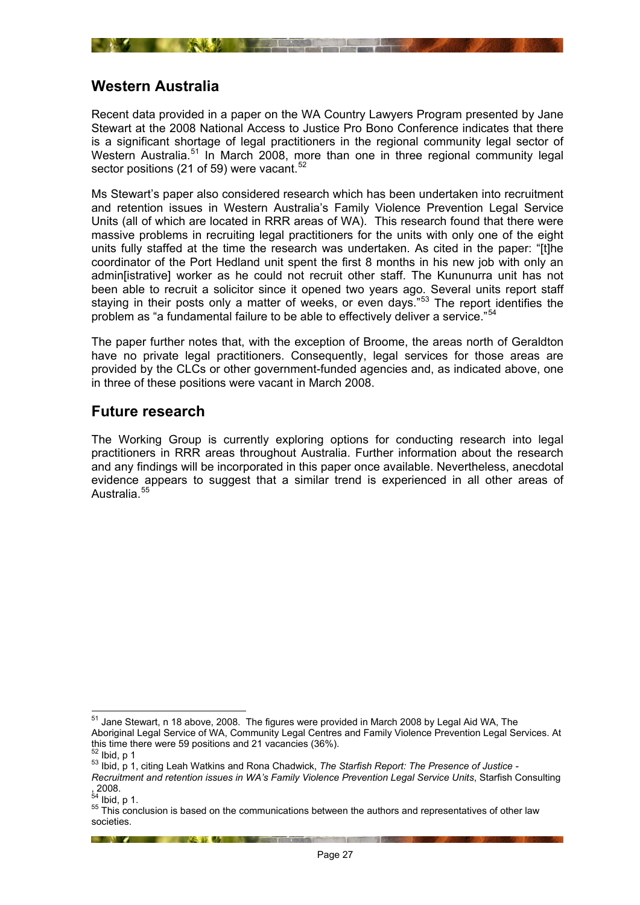## Western Australia

Recent data provided in a paper on the WA Country Lawyers Program presented by Jane Stewart at the 2008 National Access to Justice Pro Bono Conference indicates that there is a significant shortage of legal practitioners in the regional community legal sector of Western Australia.[51] In March 2008, more than one in three regional community legal sector positions (21 of 59) were vacant.[52]

Ms Stewart's paper also considered research which has been undertaken into recruitment and retention issues in Western Australia's Family Violence Prevention Legal Service Units (all of which are located in RRR areas of WA). This research found that there were massive problems in recruiting legal practitioners for the units with only one of the eight units fully staffed at the time the research was undertaken. As cited in the paper: "[t]he coordinator of the Port Hedland unit spent the first 8 months in his new job with only an admin[istrative] worker as he could not recruit other staff. The Kununurra unit has not been able to recruit a solicitor since it opened two years ago. Several units report staff staying in their posts only a matter of weeks, or even days."[53] The report identifies the problem as "a fundamental failure to be able to effectively deliver a service."[54]

The paper further notes that, with the exception of Broome, the areas north of Geraldton have no private legal practitioners. Consequently, legal services for those areas are provided by the CLCs or other government-funded agencies and, as indicated above, one in three of these positions were vacant in March 2008.

## Future research

The Working Group is currently exploring options for conducting research into legal practitioners in RRR areas throughout Australia. Further information about the research and any findings will be incorporated in this paper once available. Nevertheless, anecdotal evidence appears to suggest that a similar trend is experienced in all other areas of Australia.[55]

---

[51] Jane Stewart, n 18 above, 2008. The figures were provided in March 2008 by Legal Aid WA, The Aboriginal Legal Service of WA, Community Legal Centres and Family Violence Prevention Legal Services. At this time there were 59 positions and 21 vacancies (36%).

[52] Ibid, p 1

[53] Ibid, p 1, citing Leah Watkins and Rona Chadwick, *The Starfish Report: The Presence of Justice - Recruitment and retention issues in WA's Family Violence Prevention Legal Service Units*, Starfish Consulting , 2008.

[54] Ibid, p 1.

[55] This conclusion is based on the communications between the authors and representatives of other law societies.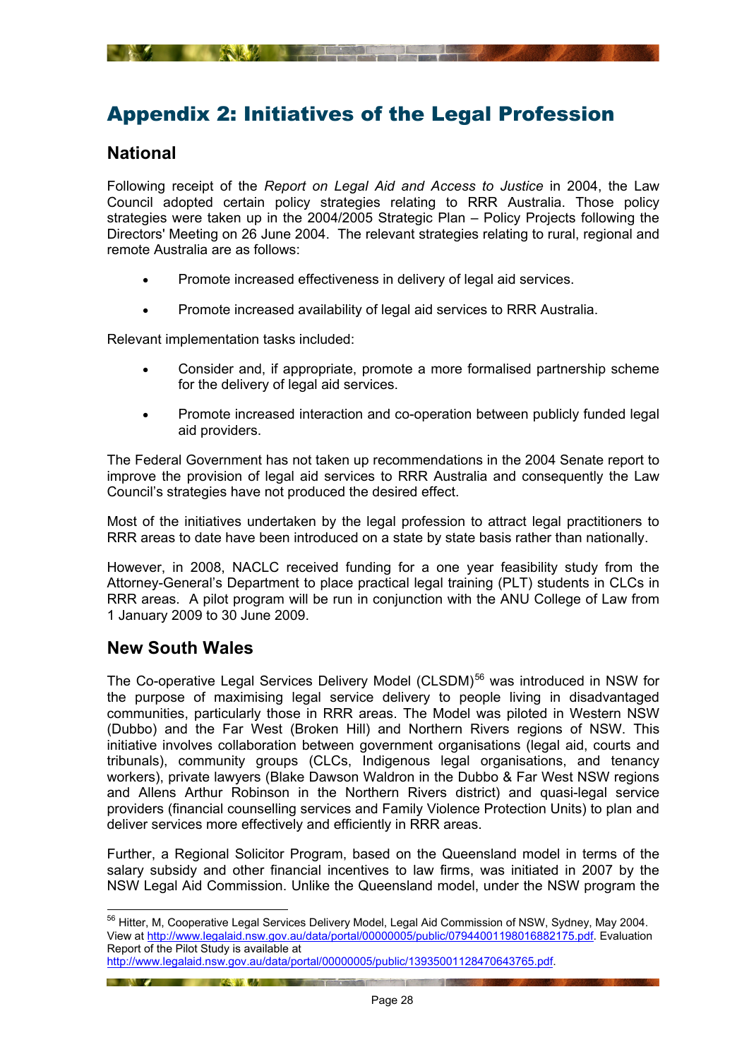# Appendix 2: Initiatives of the Legal Profession

## National

Following receipt of the *Report on Legal Aid and Access to Justice* in 2004, the Law Council adopted certain policy strategies relating to RRR Australia. Those policy strategies were taken up in the 2004/2005 Strategic Plan – Policy Projects following the Directors' Meeting on 26 June 2004. The relevant strategies relating to rural, regional and remote Australia are as follows:

- Promote increased effectiveness in delivery of legal aid services.
- Promote increased availability of legal aid services to RRR Australia.

Relevant implementation tasks included:

- Consider and, if appropriate, promote a more formalised partnership scheme for the delivery of legal aid services.
- Promote increased interaction and co-operation between publicly funded legal aid providers.

The Federal Government has not taken up recommendations in the 2004 Senate report to improve the provision of legal aid services to RRR Australia and consequently the Law Council's strategies have not produced the desired effect.

Most of the initiatives undertaken by the legal profession to attract legal practitioners to RRR areas to date have been introduced on a state by state basis rather than nationally.

However, in 2008, NACLC received funding for a one year feasibility study from the Attorney-General's Department to place practical legal training (PLT) students in CLCs in RRR areas. A pilot program will be run in conjunction with the ANU College of Law from 1 January 2009 to 30 June 2009.

## New South Wales

The Co-operative Legal Services Delivery Model (CLSDM)[56] was introduced in NSW for the purpose of maximising legal service delivery to people living in disadvantaged communities, particularly those in RRR areas. The Model was piloted in Western NSW (Dubbo) and the Far West (Broken Hill) and Northern Rivers regions of NSW. This initiative involves collaboration between government organisations (legal aid, courts and tribunals), community groups (CLCs, Indigenous legal organisations, and tenancy workers), private lawyers (Blake Dawson Waldron in the Dubbo & Far West NSW regions and Allens Arthur Robinson in the Northern Rivers district) and quasi-legal service providers (financial counselling services and Family Violence Protection Units) to plan and deliver services more effectively and efficiently in RRR areas.

Further, a Regional Solicitor Program, based on the Queensland model in terms of the salary subsidy and other financial incentives to law firms, was initiated in 2007 by the NSW Legal Aid Commission. Unlike the Queensland model, under the NSW program the

---

[56] Hitter, M, Cooperative Legal Services Delivery Model, Legal Aid Commission of NSW, Sydney, May 2004. View at http://www.legalaid.nsw.gov.au/data/portal/00000005/public/07944001198016882175.pdf. Evaluation Report of the Pilot Study is available at http://www.legalaid.nsw.gov.au/data/portal/00000005/public/13935001128470643765.pdf.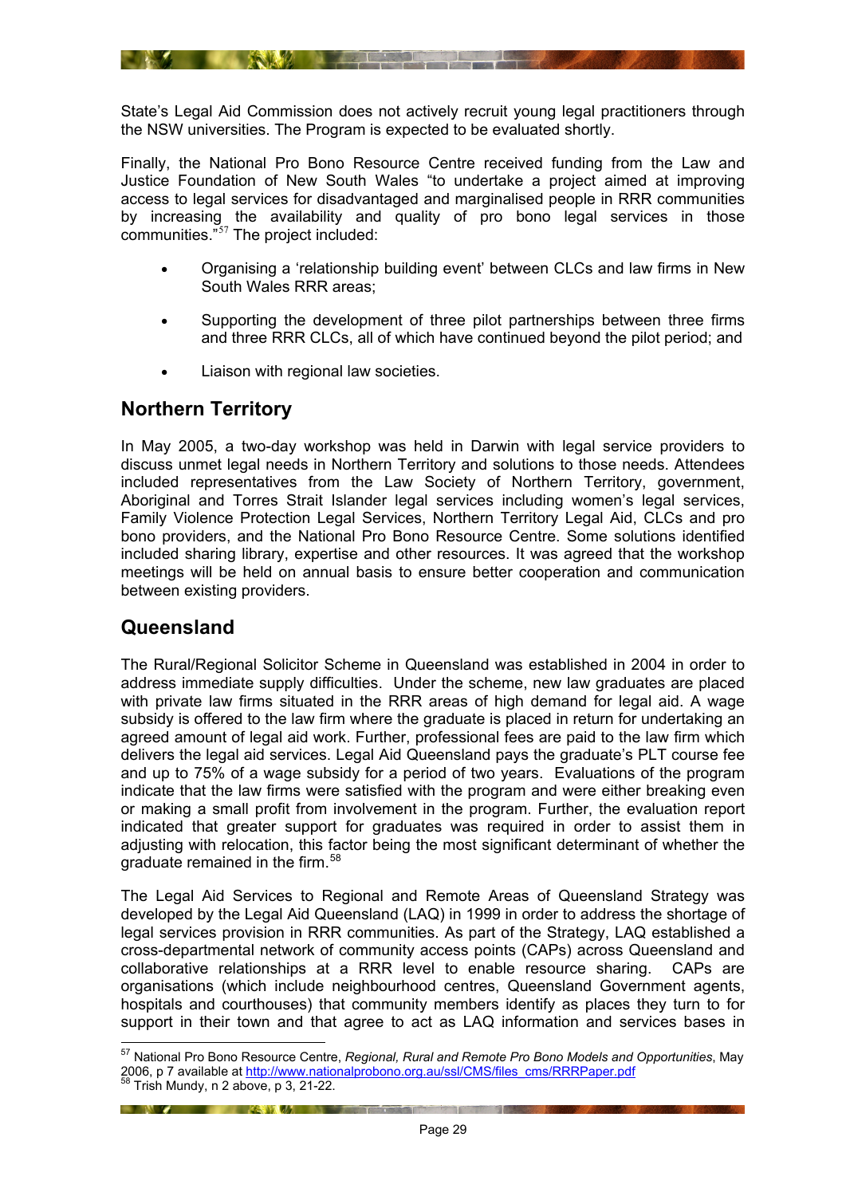State's Legal Aid Commission does not actively recruit young legal practitioners through the NSW universities. The Program is expected to be evaluated shortly.

Finally, the National Pro Bono Resource Centre received funding from the Law and Justice Foundation of New South Wales "to undertake a project aimed at improving access to legal services for disadvantaged and marginalised people in RRR communities by increasing the availability and quality of pro bono legal services in those communities."[57] The project included:

- Organising a 'relationship building event' between CLCs and law firms in New South Wales RRR areas;
- Supporting the development of three pilot partnerships between three firms and three RRR CLCs, all of which have continued beyond the pilot period; and
- Liaison with regional law societies.

## Northern Territory

In May 2005, a two-day workshop was held in Darwin with legal service providers to discuss unmet legal needs in Northern Territory and solutions to those needs. Attendees included representatives from the Law Society of Northern Territory, government, Aboriginal and Torres Strait Islander legal services including women's legal services, Family Violence Protection Legal Services, Northern Territory Legal Aid, CLCs and pro bono providers, and the National Pro Bono Resource Centre. Some solutions identified included sharing library, expertise and other resources. It was agreed that the workshop meetings will be held on annual basis to ensure better cooperation and communication between existing providers.

## Queensland

The Rural/Regional Solicitor Scheme in Queensland was established in 2004 in order to address immediate supply difficulties. Under the scheme, new law graduates are placed with private law firms situated in the RRR areas of high demand for legal aid. A wage subsidy is offered to the law firm where the graduate is placed in return for undertaking an agreed amount of legal aid work. Further, professional fees are paid to the law firm which delivers the legal aid services. Legal Aid Queensland pays the graduate's PLT course fee and up to 75% of a wage subsidy for a period of two years. Evaluations of the program indicate that the law firms were satisfied with the program and were either breaking even or making a small profit from involvement in the program. Further, the evaluation report indicated that greater support for graduates was required in order to assist them in adjusting with relocation, this factor being the most significant determinant of whether the graduate remained in the firm.[58]

The Legal Aid Services to Regional and Remote Areas of Queensland Strategy was developed by the Legal Aid Queensland (LAQ) in 1999 in order to address the shortage of legal services provision in RRR communities. As part of the Strategy, LAQ established a cross-departmental network of community access points (CAPs) across Queensland and collaborative relationships at a RRR level to enable resource sharing. CAPs are organisations (which include neighbourhood centres, Queensland Government agents, hospitals and courthouses) that community members identify as places they turn to for support in their town and that agree to act as LAQ information and services bases in

---

[57] National Pro Bono Resource Centre, *Regional, Rural and Remote Pro Bono Models and Opportunities*, May 2006, p 7 available at http://www.nationalprobono.org.au/ssl/CMS/files_cms/RRRPaper.pdf

[58] Trish Mundy, n 2 above, p 3, 21-22.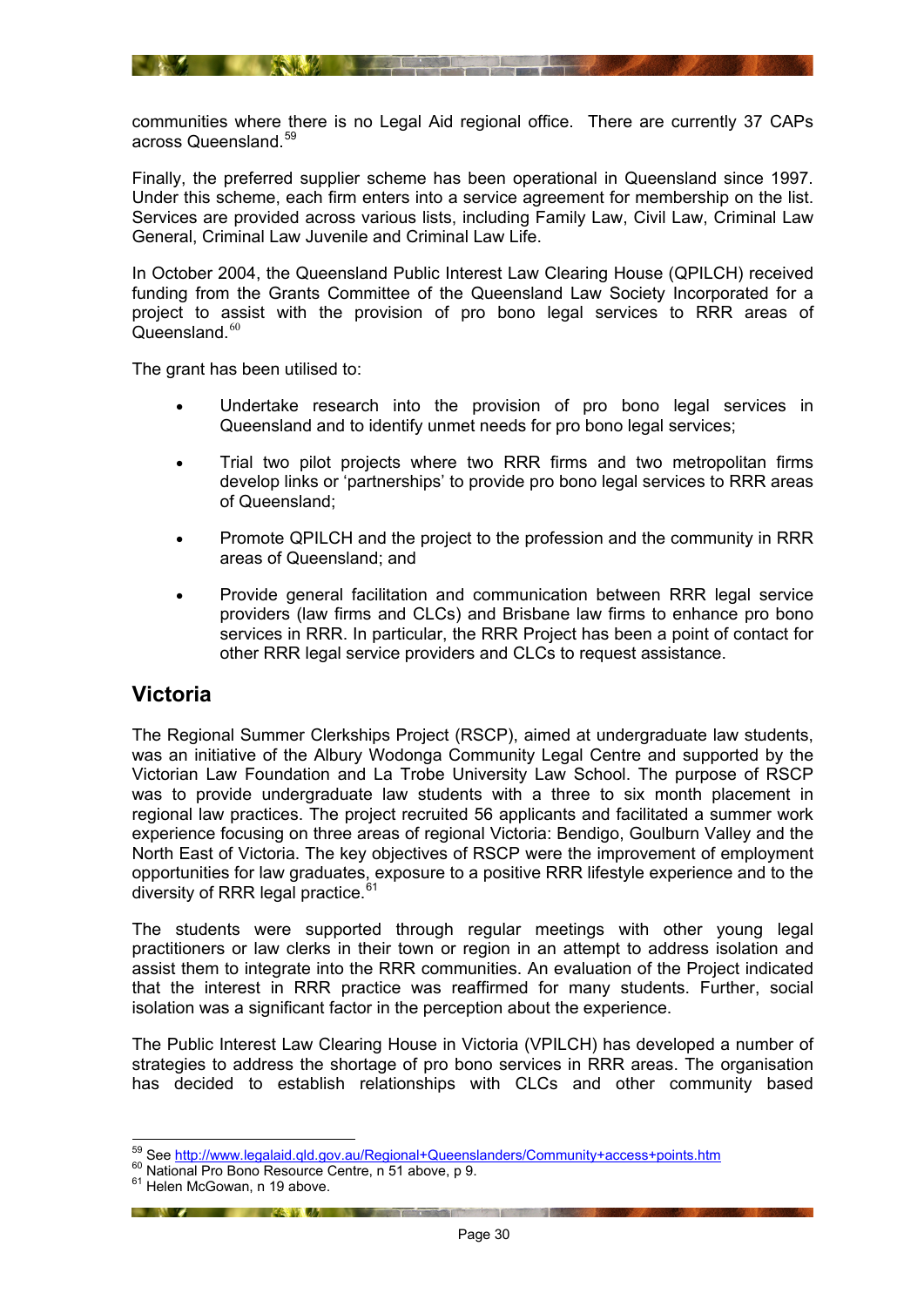communities where there is no Legal Aid regional office. There are currently 37 CAPs across Queensland.[59]

Finally, the preferred supplier scheme has been operational in Queensland since 1997. Under this scheme, each firm enters into a service agreement for membership on the list. Services are provided across various lists, including Family Law, Civil Law, Criminal Law General, Criminal Law Juvenile and Criminal Law Life.

In October 2004, the Queensland Public Interest Law Clearing House (QPILCH) received funding from the Grants Committee of the Queensland Law Society Incorporated for a project to assist with the provision of pro bono legal services to RRR areas of Queensland.[60]

The grant has been utilised to:

- Undertake research into the provision of pro bono legal services in Queensland and to identify unmet needs for pro bono legal services;
- Trial two pilot projects where two RRR firms and two metropolitan firms develop links or 'partnerships' to provide pro bono legal services to RRR areas of Queensland;
- Promote QPILCH and the project to the profession and the community in RRR areas of Queensland; and
- Provide general facilitation and communication between RRR legal service providers (law firms and CLCs) and Brisbane law firms to enhance pro bono services in RRR. In particular, the RRR Project has been a point of contact for other RRR legal service providers and CLCs to request assistance.

## Victoria

The Regional Summer Clerkships Project (RSCP), aimed at undergraduate law students, was an initiative of the Albury Wodonga Community Legal Centre and supported by the Victorian Law Foundation and La Trobe University Law School. The purpose of RSCP was to provide undergraduate law students with a three to six month placement in regional law practices. The project recruited 56 applicants and facilitated a summer work experience focusing on three areas of regional Victoria: Bendigo, Goulburn Valley and the North East of Victoria. The key objectives of RSCP were the improvement of employment opportunities for law graduates, exposure to a positive RRR lifestyle experience and to the diversity of RRR legal practice.[61]

The students were supported through regular meetings with other young legal practitioners or law clerks in their town or region in an attempt to address isolation and assist them to integrate into the RRR communities. An evaluation of the Project indicated that the interest in RRR practice was reaffirmed for many students. Further, social isolation was a significant factor in the perception about the experience.

The Public Interest Law Clearing House in Victoria (VPILCH) has developed a number of strategies to address the shortage of pro bono services in RRR areas. The organisation has decided to establish relationships with CLCs and other community based

---

[59] See http://www.legalaid.qld.gov.au/Regional+Queenslanders/Community+access+points.htm

[60] National Pro Bono Resource Centre, n 51 above, p 9.

[61] Helen McGowan, n 19 above.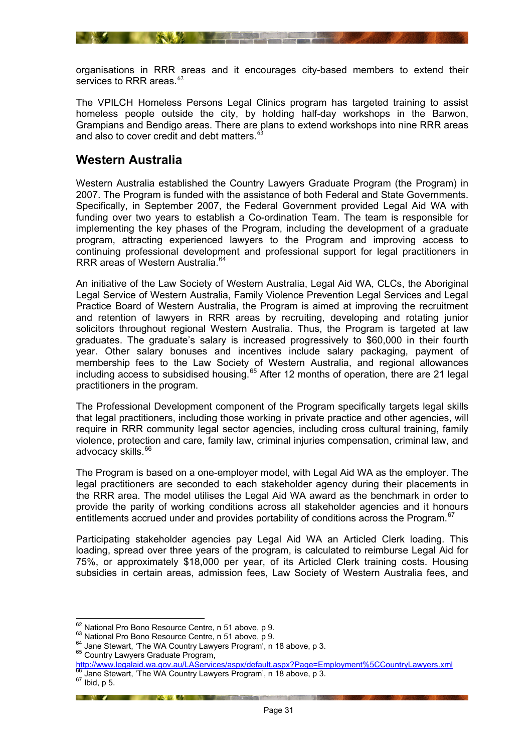organisations in RRR areas and it encourages city-based members to extend their services to RRR areas.[62]

The VPILCH Homeless Persons Legal Clinics program has targeted training to assist homeless people outside the city, by holding half-day workshops in the Barwon, Grampians and Bendigo areas. There are plans to extend workshops into nine RRR areas and also to cover credit and debt matters.[63]

## Western Australia

Western Australia established the Country Lawyers Graduate Program (the Program) in 2007. The Program is funded with the assistance of both Federal and State Governments. Specifically, in September 2007, the Federal Government provided Legal Aid WA with funding over two years to establish a Co-ordination Team. The team is responsible for implementing the key phases of the Program, including the development of a graduate program, attracting experienced lawyers to the Program and improving access to continuing professional development and professional support for legal practitioners in RRR areas of Western Australia.[64]

An initiative of the Law Society of Western Australia, Legal Aid WA, CLCs, the Aboriginal Legal Service of Western Australia, Family Violence Prevention Legal Services and Legal Practice Board of Western Australia, the Program is aimed at improving the recruitment and retention of lawyers in RRR areas by recruiting, developing and rotating junior solicitors throughout regional Western Australia. Thus, the Program is targeted at law graduates. The graduate's salary is increased progressively to $60,000 in their fourth year. Other salary bonuses and incentives include salary packaging, payment of membership fees to the Law Society of Western Australia, and regional allowances including access to subsidised housing.[65] After 12 months of operation, there are 21 legal practitioners in the program.

The Professional Development component of the Program specifically targets legal skills that legal practitioners, including those working in private practice and other agencies, will require in RRR community legal sector agencies, including cross cultural training, family violence, protection and care, family law, criminal injuries compensation, criminal law, and advocacy skills.[66]

The Program is based on a one-employer model, with Legal Aid WA as the employer. The legal practitioners are seconded to each stakeholder agency during their placements in the RRR area. The model utilises the Legal Aid WA award as the benchmark in order to provide the parity of working conditions across all stakeholder agencies and it honours entitlements accrued under and provides portability of conditions across the Program.[67]

Participating stakeholder agencies pay Legal Aid WA an Articled Clerk loading. This loading, spread over three years of the program, is calculated to reimburse Legal Aid for 75%, or approximately $18,000 per year, of its Articled Clerk training costs. Housing subsidies in certain areas, admission fees, Law Society of Western Australia fees, and

---

[62] National Pro Bono Resource Centre, n 51 above, p 9.
[63] National Pro Bono Resource Centre, n 51 above, p 9.
[64] Jane Stewart, 'The WA Country Lawyers Program', n 18 above, p 3.
[65] Country Lawyers Graduate Program, http://www.legalaid.wa.gov.au/LAServices/aspx/default.aspx?Page=Employment%5CCountryLawyers.xml
[66] Jane Stewart, 'The WA Country Lawyers Program', n 18 above, p 3.
[67] Ibid, p 5.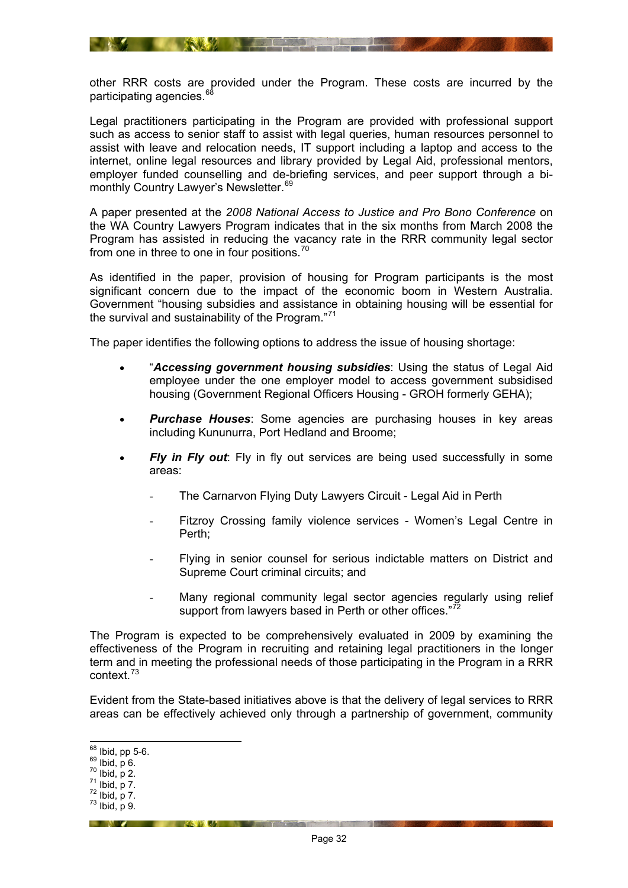other RRR costs are provided under the Program. These costs are incurred by the participating agencies.[68]

Legal practitioners participating in the Program are provided with professional support such as access to senior staff to assist with legal queries, human resources personnel to assist with leave and relocation needs, IT support including a laptop and access to the internet, online legal resources and library provided by Legal Aid, professional mentors, employer funded counselling and de-briefing services, and peer support through a bi-monthly Country Lawyer's Newsletter.[69]

A paper presented at the *2008 National Access to Justice and Pro Bono Conference* on the WA Country Lawyers Program indicates that in the six months from March 2008 the Program has assisted in reducing the vacancy rate in the RRR community legal sector from one in three to one in four positions.[70]

As identified in the paper, provision of housing for Program participants is the most significant concern due to the impact of the economic boom in Western Australia. Government "housing subsidies and assistance in obtaining housing will be essential for the survival and sustainability of the Program."[71]

The paper identifies the following options to address the issue of housing shortage:

- "***Accessing government housing subsidies***: Using the status of Legal Aid employee under the one employer model to access government subsidised housing (Government Regional Officers Housing - GROH formerly GEHA);
- ***Purchase Houses***: Some agencies are purchasing houses in key areas including Kununurra, Port Hedland and Broome;
- ***Fly in Fly out***: Fly in fly out services are being used successfully in some areas:
  - The Carnarvon Flying Duty Lawyers Circuit - Legal Aid in Perth
  - Fitzroy Crossing family violence services - Women's Legal Centre in Perth;
  - Flying in senior counsel for serious indictable matters on District and Supreme Court criminal circuits; and
  - Many regional community legal sector agencies regularly using relief support from lawyers based in Perth or other offices."[72]

The Program is expected to be comprehensively evaluated in 2009 by examining the effectiveness of the Program in recruiting and retaining legal practitioners in the longer term and in meeting the professional needs of those participating in the Program in a RRR context.[73]

Evident from the State-based initiatives above is that the delivery of legal services to RRR areas can be effectively achieved only through a partnership of government, community

---

[68] Ibid, pp 5-6.
[69] Ibid, p 6.
[70] Ibid, p 2.
[71] Ibid, p 7.
[72] Ibid, p 7.
[73] Ibid, p 9.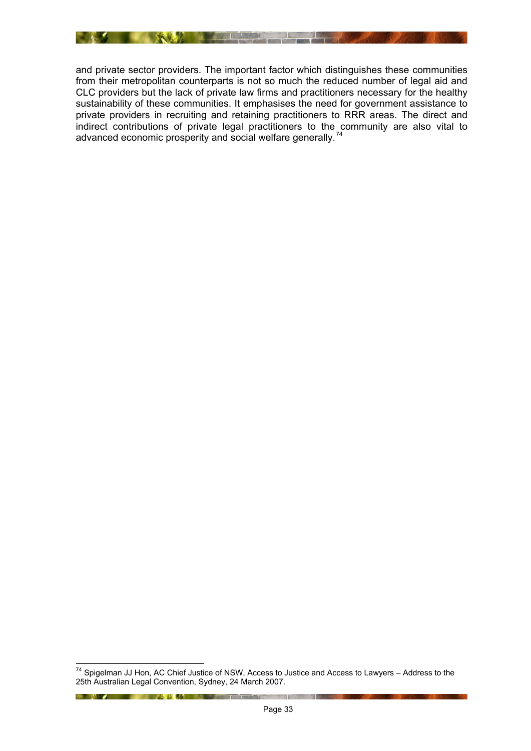and private sector providers. The important factor which distinguishes these communities from their metropolitan counterparts is not so much the reduced number of legal aid and CLC providers but the lack of private law firms and practitioners necessary for the healthy sustainability of these communities. It emphasises the need for government assistance to private providers in recruiting and retaining practitioners to RRR areas. The direct and indirect contributions of private legal practitioners to the community are also vital to advanced economic prosperity and social welfare generally.[74]

---

[74] Spigelman JJ Hon, AC Chief Justice of NSW, Access to Justice and Access to Lawyers – Address to the 25th Australian Legal Convention, Sydney, 24 March 2007.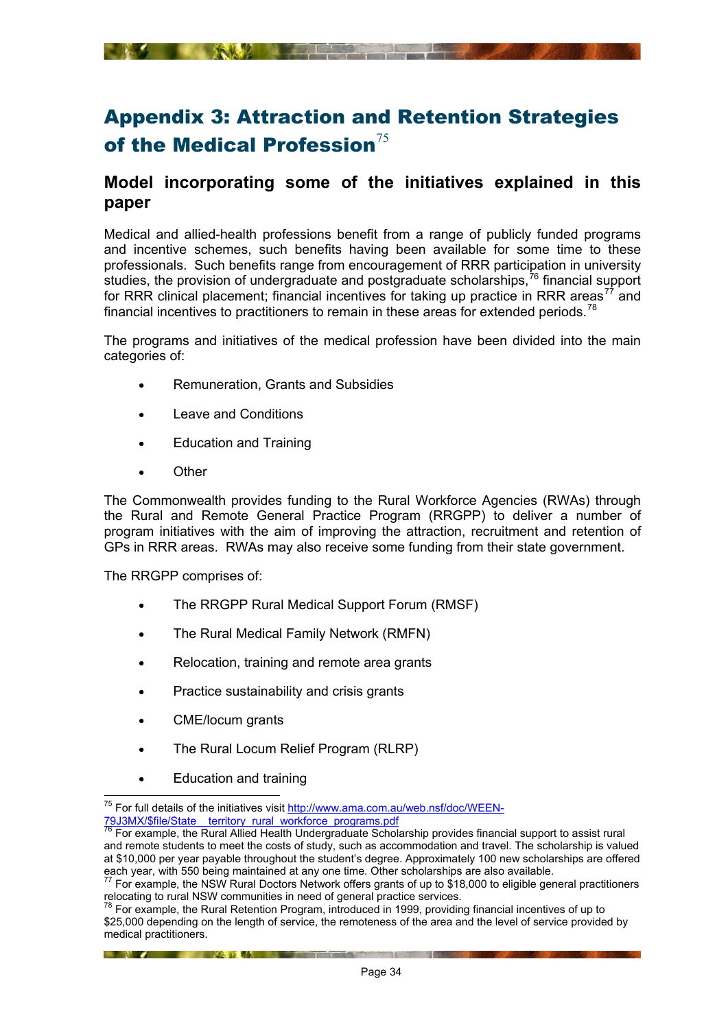# Appendix 3: Attraction and Retention Strategies of the Medical Profession[75]

## Model incorporating some of the initiatives explained in this paper

Medical and allied-health professions benefit from a range of publicly funded programs and incentive schemes, such benefits having been available for some time to these professionals. Such benefits range from encouragement of RRR participation in university studies, the provision of undergraduate and postgraduate scholarships,[76] financial support for RRR clinical placement; financial incentives for taking up practice in RRR areas[77] and financial incentives to practitioners to remain in these areas for extended periods.[78]

The programs and initiatives of the medical profession have been divided into the main categories of:

- Remuneration, Grants and Subsidies
- Leave and Conditions
- Education and Training
- Other

The Commonwealth provides funding to the Rural Workforce Agencies (RWAs) through the Rural and Remote General Practice Program (RRGPP) to deliver a number of program initiatives with the aim of improving the attraction, recruitment and retention of GPs in RRR areas. RWAs may also receive some funding from their state government.

The RRGPP comprises of:

- The RRGPP Rural Medical Support Forum (RMSF)
- The Rural Medical Family Network (RMFN)
- Relocation, training and remote area grants
- Practice sustainability and crisis grants
- CME/locum grants
- The Rural Locum Relief Program (RLRP)
- Education and training

---

[75] For full details of the initiatives visit http://www.ama.com.au/web.nsf/doc/WEEN-79J3MX/$file/State__territory_rural_workforce_programs.pdf

[76] For example, the Rural Allied Health Undergraduate Scholarship provides financial support to assist rural and remote students to meet the costs of study, such as accommodation and travel. The scholarship is valued at $10,000 per year payable throughout the student's degree. Approximately 100 new scholarships are offered each year, with 550 being maintained at any one time. Other scholarships are also available.

[77] For example, the NSW Rural Doctors Network offers grants of up to $18,000 to eligible general practitioners relocating to rural NSW communities in need of general practice services.

[78] For example, the Rural Retention Program, introduced in 1999, providing financial incentives of up to $25,000 depending on the length of service, the remoteness of the area and the level of service provided by medical practitioners.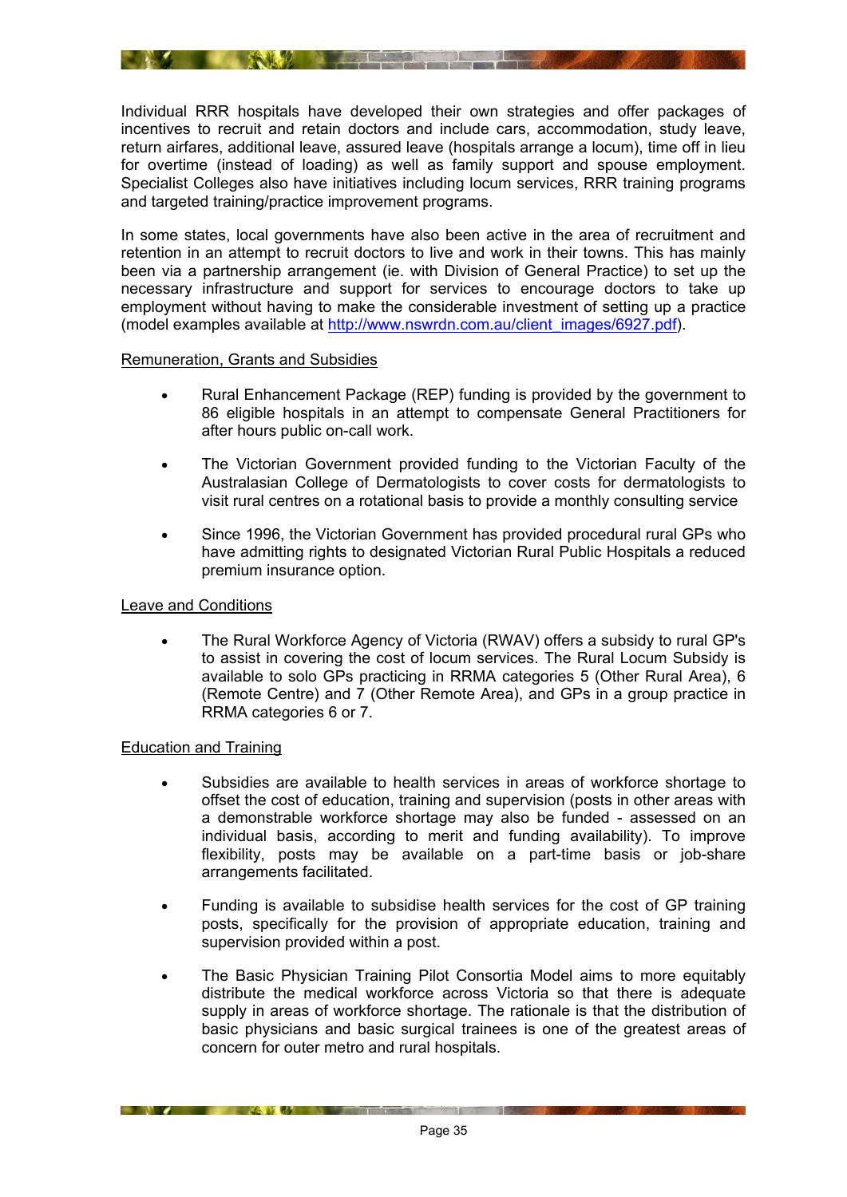Individual RRR hospitals have developed their own strategies and offer packages of incentives to recruit and retain doctors and include cars, accommodation, study leave, return airfares, additional leave, assured leave (hospitals arrange a locum), time off in lieu for overtime (instead of loading) as well as family support and spouse employment. Specialist Colleges also have initiatives including locum services, RRR training programs and targeted training/practice improvement programs.

In some states, local governments have also been active in the area of recruitment and retention in an attempt to recruit doctors to live and work in their towns. This has mainly been via a partnership arrangement (ie. with Division of General Practice) to set up the necessary infrastructure and support for services to encourage doctors to take up employment without having to make the considerable investment of setting up a practice (model examples available at http://www.nswrdn.com.au/client_images/6927.pdf).

Remuneration, Grants and Subsidies

- Rural Enhancement Package (REP) funding is provided by the government to 86 eligible hospitals in an attempt to compensate General Practitioners for after hours public on-call work.
- The Victorian Government provided funding to the Victorian Faculty of the Australasian College of Dermatologists to cover costs for dermatologists to visit rural centres on a rotational basis to provide a monthly consulting service
- Since 1996, the Victorian Government has provided procedural rural GPs who have admitting rights to designated Victorian Rural Public Hospitals a reduced premium insurance option.

Leave and Conditions

- The Rural Workforce Agency of Victoria (RWAV) offers a subsidy to rural GP's to assist in covering the cost of locum services. The Rural Locum Subsidy is available to solo GPs practicing in RRMA categories 5 (Other Rural Area), 6 (Remote Centre) and 7 (Other Remote Area), and GPs in a group practice in RRMA categories 6 or 7.

Education and Training

- Subsidies are available to health services in areas of workforce shortage to offset the cost of education, training and supervision (posts in other areas with a demonstrable workforce shortage may also be funded - assessed on an individual basis, according to merit and funding availability). To improve flexibility, posts may be available on a part-time basis or job-share arrangements facilitated.
- Funding is available to subsidise health services for the cost of GP training posts, specifically for the provision of appropriate education, training and supervision provided within a post.
- The Basic Physician Training Pilot Consortia Model aims to more equitably distribute the medical workforce across Victoria so that there is adequate supply in areas of workforce shortage. The rationale is that the distribution of basic physicians and basic surgical trainees is one of the greatest areas of concern for outer metro and rural hospitals.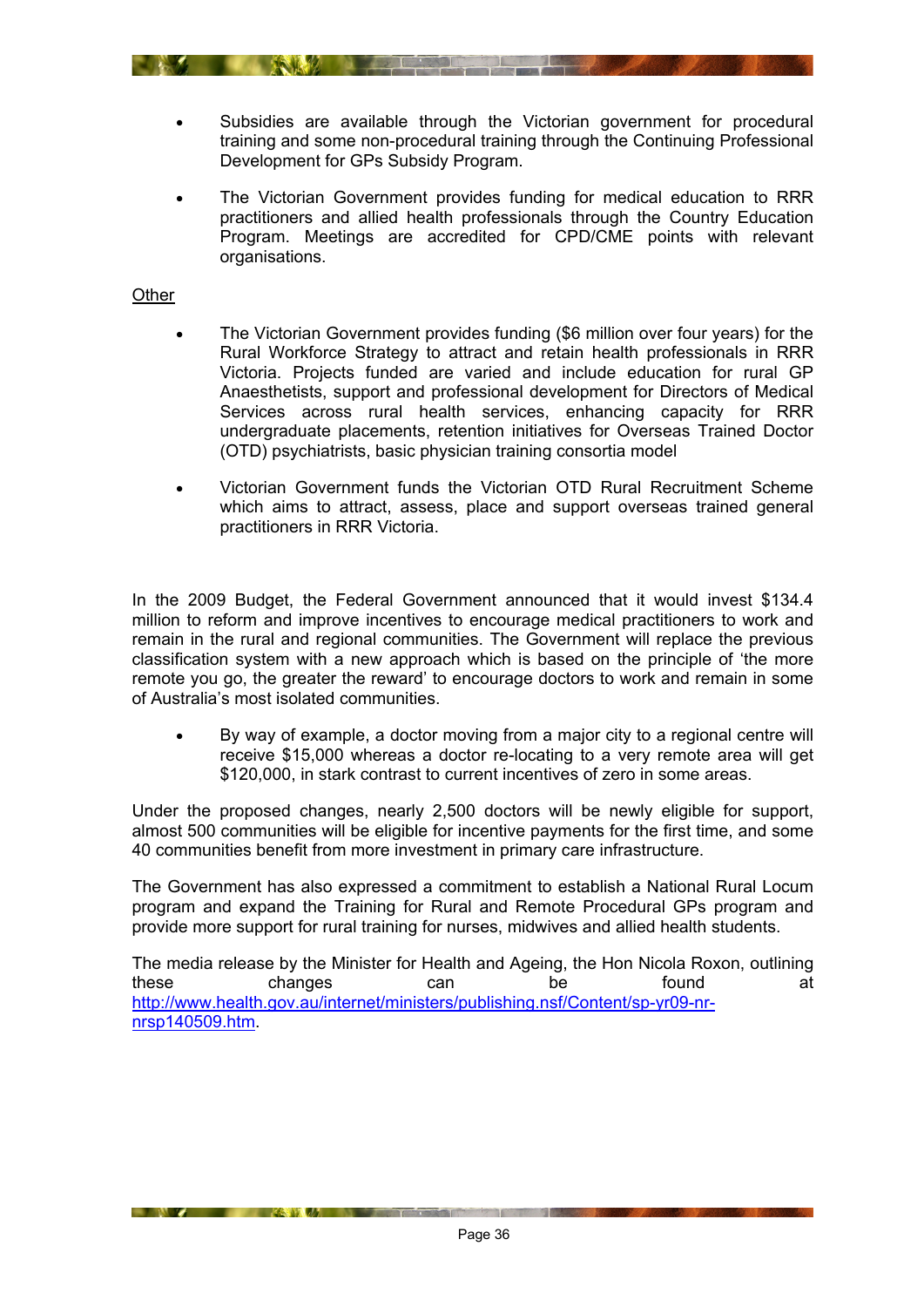- Subsidies are available through the Victorian government for procedural training and some non-procedural training through the Continuing Professional Development for GPs Subsidy Program.

- The Victorian Government provides funding for medical education to RRR practitioners and allied health professionals through the Country Education Program. Meetings are accredited for CPD/CME points with relevant organisations.

Other

- The Victorian Government provides funding ($6 million over four years) for the Rural Workforce Strategy to attract and retain health professionals in RRR Victoria. Projects funded are varied and include education for rural GP Anaesthetists, support and professional development for Directors of Medical Services across rural health services, enhancing capacity for RRR undergraduate placements, retention initiatives for Overseas Trained Doctor (OTD) psychiatrists, basic physician training consortia model

- Victorian Government funds the Victorian OTD Rural Recruitment Scheme which aims to attract, assess, place and support overseas trained general practitioners in RRR Victoria.

In the 2009 Budget, the Federal Government announced that it would invest $134.4 million to reform and improve incentives to encourage medical practitioners to work and remain in the rural and regional communities. The Government will replace the previous classification system with a new approach which is based on the principle of 'the more remote you go, the greater the reward' to encourage doctors to work and remain in some of Australia's most isolated communities.

- By way of example, a doctor moving from a major city to a regional centre will receive $15,000 whereas a doctor re-locating to a very remote area will get $120,000, in stark contrast to current incentives of zero in some areas.

Under the proposed changes, nearly 2,500 doctors will be newly eligible for support, almost 500 communities will be eligible for incentive payments for the first time, and some 40 communities benefit from more investment in primary care infrastructure.

The Government has also expressed a commitment to establish a National Rural Locum program and expand the Training for Rural and Remote Procedural GPs program and provide more support for rural training for nurses, midwives and allied health students.

The media release by the Minister for Health and Ageing, the Hon Nicola Roxon, outlining these changes can be found at http://www.health.gov.au/internet/ministers/publishing.nsf/Content/sp-yr09-nr-nrsp140509.htm.